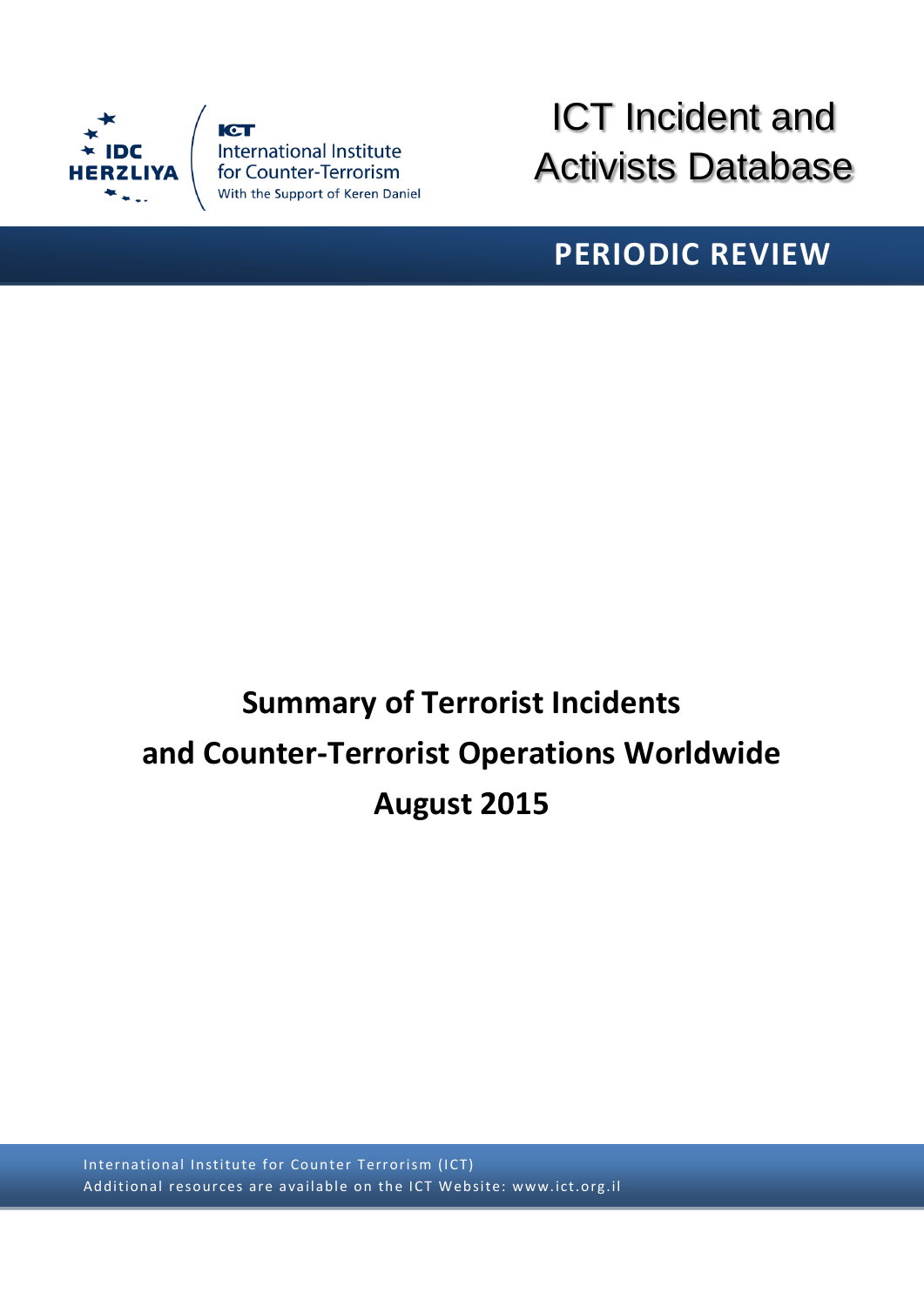IDC HERZLIYA

ICT International Institute for Counter-Terrorism
With the Support of Keren Daniel

# ICT Incident and Activists Database

## PERIODIC REVIEW

# Summary of Terrorist Incidents and Counter-Terrorist Operations Worldwide August 2015

International Institute for Counter Terrorism (ICT)
Additional resources are available on the ICT Website: www.ict.org.il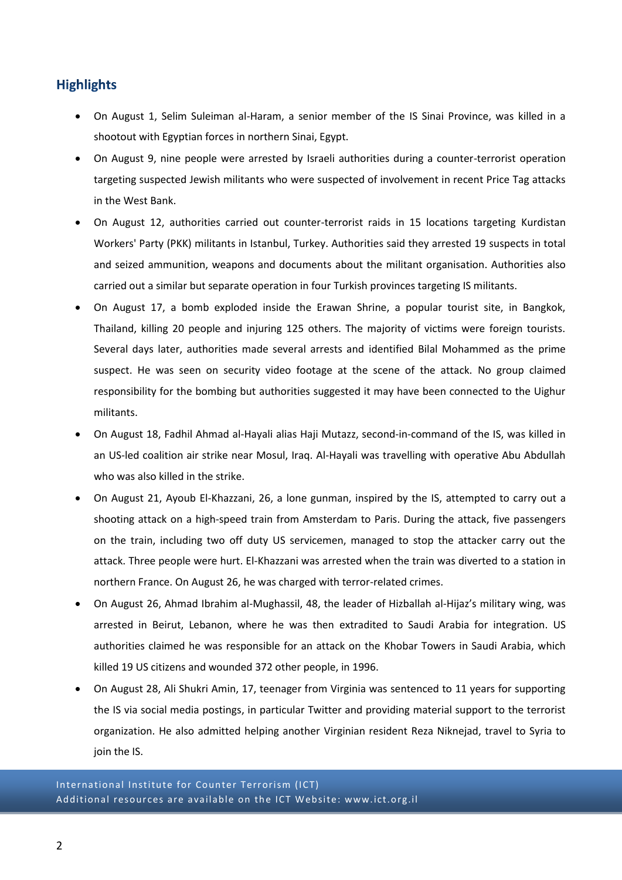## Highlights

- On August 1, Selim Suleiman al-Haram, a senior member of the IS Sinai Province, was killed in a shootout with Egyptian forces in northern Sinai, Egypt.
- On August 9, nine people were arrested by Israeli authorities during a counter-terrorist operation targeting suspected Jewish militants who were suspected of involvement in recent Price Tag attacks in the West Bank.
- On August 12, authorities carried out counter-terrorist raids in 15 locations targeting Kurdistan Workers' Party (PKK) militants in Istanbul, Turkey. Authorities said they arrested 19 suspects in total and seized ammunition, weapons and documents about the militant organisation. Authorities also carried out a similar but separate operation in four Turkish provinces targeting IS militants.
- On August 17, a bomb exploded inside the Erawan Shrine, a popular tourist site, in Bangkok, Thailand, killing 20 people and injuring 125 others. The majority of victims were foreign tourists. Several days later, authorities made several arrests and identified Bilal Mohammed as the prime suspect. He was seen on security video footage at the scene of the attack. No group claimed responsibility for the bombing but authorities suggested it may have been connected to the Uighur militants.
- On August 18, Fadhil Ahmad al-Hayali alias Haji Mutazz, second-in-command of the IS, was killed in an US-led coalition air strike near Mosul, Iraq. Al-Hayali was travelling with operative Abu Abdullah who was also killed in the strike.
- On August 21, Ayoub El-Khazzani, 26, a lone gunman, inspired by the IS, attempted to carry out a shooting attack on a high-speed train from Amsterdam to Paris. During the attack, five passengers on the train, including two off duty US servicemen, managed to stop the attacker carry out the attack. Three people were hurt. El-Khazzani was arrested when the train was diverted to a station in northern France. On August 26, he was charged with terror-related crimes.
- On August 26, Ahmad Ibrahim al-Mughassil, 48, the leader of Hizballah al-Hijaz's military wing, was arrested in Beirut, Lebanon, where he was then extradited to Saudi Arabia for integration. US authorities claimed he was responsible for an attack on the Khobar Towers in Saudi Arabia, which killed 19 US citizens and wounded 372 other people, in 1996.
- On August 28, Ali Shukri Amin, 17, teenager from Virginia was sentenced to 11 years for supporting the IS via social media postings, in particular Twitter and providing material support to the terrorist organization. He also admitted helping another Virginian resident Reza Niknejad, travel to Syria to join the IS.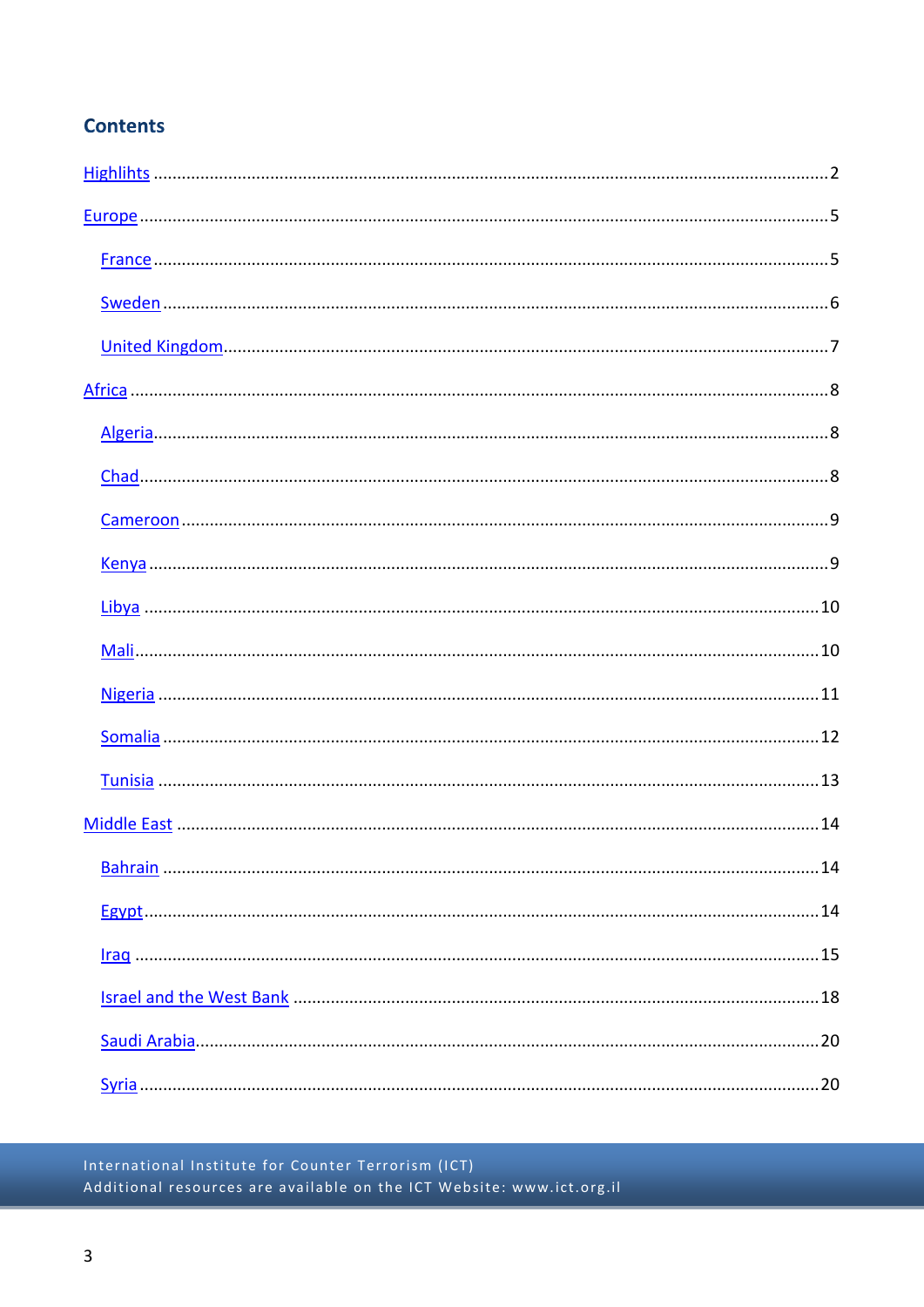## Contents

- Highlihts ........ 2
- Europe ........ 5
  - France ........ 5
  - Sweden ........ 6
  - United Kingdom ........ 7
- Africa ........ 8
  - Algeria ........ 8
  - Chad ........ 8
  - Cameroon ........ 9
  - Kenya ........ 9
  - Libya ........ 10
  - Mali ........ 10
  - Nigeria ........ 11
  - Somalia ........ 12
  - Tunisia ........ 13
- Middle East ........ 14
  - Bahrain ........ 14
  - Egypt ........ 14
  - Iraq ........ 15
  - Israel and the West Bank ........ 18
  - Saudi Arabia ........ 20
  - Syria ........ 20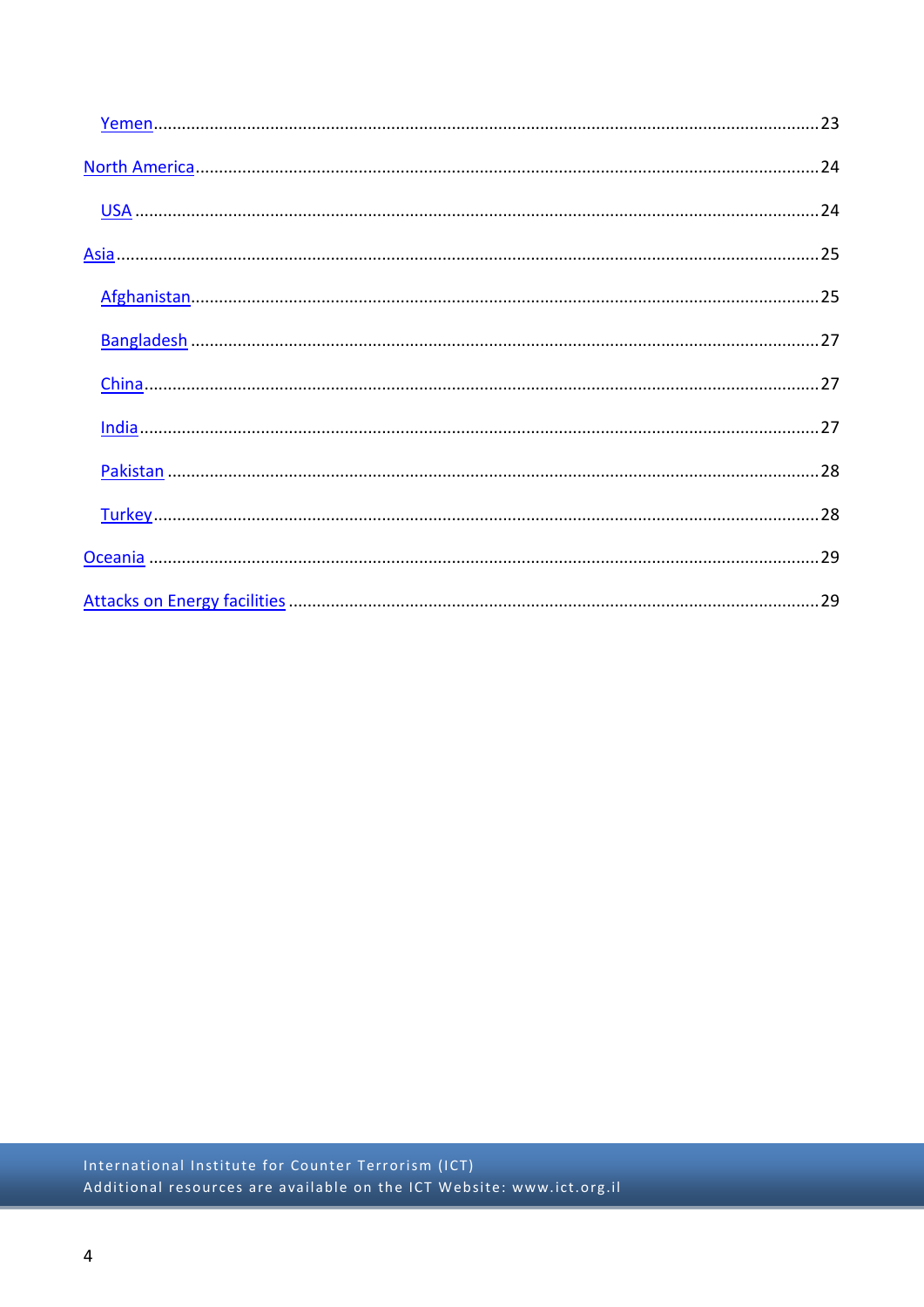- Yemen ..... 23

North America ..... 24

- USA ..... 24

Asia ..... 25

- Afghanistan ..... 25
- Bangladesh ..... 27
- China ..... 27
- India ..... 27
- Pakistan ..... 28
- Turkey ..... 28

Oceania ..... 29

Attacks on Energy facilities ..... 29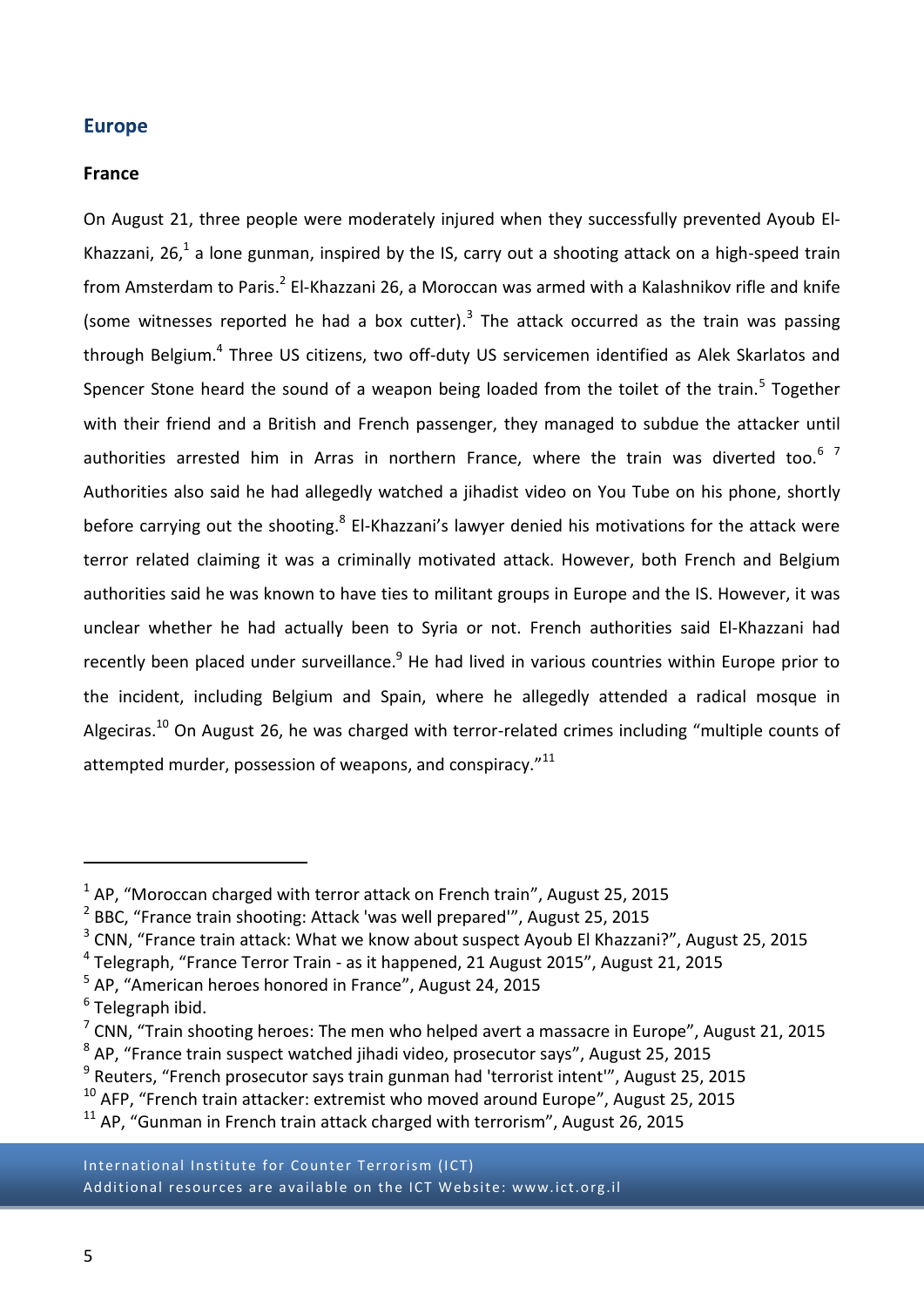## Europe

### France

On August 21, three people were moderately injured when they successfully prevented Ayoub El-Khazzani, 26,[1] a lone gunman, inspired by the IS, carry out a shooting attack on a high-speed train from Amsterdam to Paris.[2] El-Khazzani 26, a Moroccan was armed with a Kalashnikov rifle and knife (some witnesses reported he had a box cutter).[3] The attack occurred as the train was passing through Belgium.[4] Three US citizens, two off-duty US servicemen identified as Alek Skarlatos and Spencer Stone heard the sound of a weapon being loaded from the toilet of the train.[5] Together with their friend and a British and French passenger, they managed to subdue the attacker until authorities arrested him in Arras in northern France, where the train was diverted too.[6] [7] Authorities also said he had allegedly watched a jihadist video on You Tube on his phone, shortly before carrying out the shooting.[8] El-Khazzani's lawyer denied his motivations for the attack were terror related claiming it was a criminally motivated attack. However, both French and Belgium authorities said he was known to have ties to militant groups in Europe and the IS. However, it was unclear whether he had actually been to Syria or not. French authorities said El-Khazzani had recently been placed under surveillance.[9] He had lived in various countries within Europe prior to the incident, including Belgium and Spain, where he allegedly attended a radical mosque in Algeciras.[10] On August 26, he was charged with terror-related crimes including "multiple counts of attempted murder, possession of weapons, and conspiracy."[11]

---

[1] AP, "Moroccan charged with terror attack on French train", August 25, 2015

[2] BBC, "France train shooting: Attack 'was well prepared'", August 25, 2015

[3] CNN, "France train attack: What we know about suspect Ayoub El Khazzani?", August 25, 2015

[4] Telegraph, "France Terror Train - as it happened, 21 August 2015", August 21, 2015

[5] AP, "American heroes honored in France", August 24, 2015

[6] Telegraph ibid.

[7] CNN, "Train shooting heroes: The men who helped avert a massacre in Europe", August 21, 2015

[8] AP, "France train suspect watched jihadi video, prosecutor says", August 25, 2015

[9] Reuters, "French prosecutor says train gunman had 'terrorist intent'", August 25, 2015

[10] AFP, "French train attacker: extremist who moved around Europe", August 25, 2015

[11] AP, "Gunman in French train attack charged with terrorism", August 26, 2015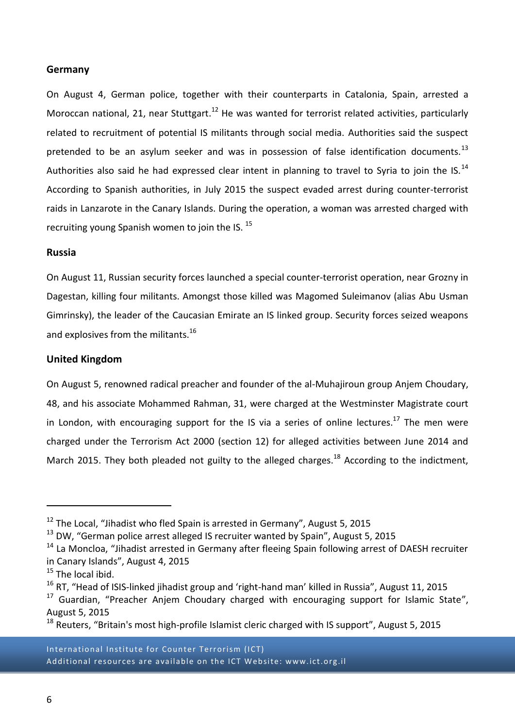### Germany

On August 4, German police, together with their counterparts in Catalonia, Spain, arrested a Moroccan national, 21, near Stuttgart.[12] He was wanted for terrorist related activities, particularly related to recruitment of potential IS militants through social media. Authorities said the suspect pretended to be an asylum seeker and was in possession of false identification documents.[13] Authorities also said he had expressed clear intent in planning to travel to Syria to join the IS.[14] According to Spanish authorities, in July 2015 the suspect evaded arrest during counter-terrorist raids in Lanzarote in the Canary Islands. During the operation, a woman was arrested charged with recruiting young Spanish women to join the IS.[15]

### Russia

On August 11, Russian security forces launched a special counter-terrorist operation, near Grozny in Dagestan, killing four militants. Amongst those killed was Magomed Suleimanov (alias Abu Usman Gimrinsky), the leader of the Caucasian Emirate an IS linked group. Security forces seized weapons and explosives from the militants.[16]

### United Kingdom

On August 5, renowned radical preacher and founder of the al-Muhajiroun group Anjem Choudary, 48, and his associate Mohammed Rahman, 31, were charged at the Westminster Magistrate court in London, with encouraging support for the IS via a series of online lectures.[17] The men were charged under the Terrorism Act 2000 (section 12) for alleged activities between June 2014 and March 2015. They both pleaded not guilty to the alleged charges.[18] According to the indictment,

---

[12] The Local, "Jihadist who fled Spain is arrested in Germany", August 5, 2015

[13] DW, "German police arrest alleged IS recruiter wanted by Spain", August 5, 2015

[14] La Moncloa, "Jihadist arrested in Germany after fleeing Spain following arrest of DAESH recruiter in Canary Islands", August 4, 2015

[15] The local ibid.

[16] RT, "Head of ISIS-linked jihadist group and 'right-hand man' killed in Russia", August 11, 2015

[17] Guardian, "Preacher Anjem Choudary charged with encouraging support for Islamic State", August 5, 2015

[18] Reuters, "Britain's most high-profile Islamist cleric charged with IS support", August 5, 2015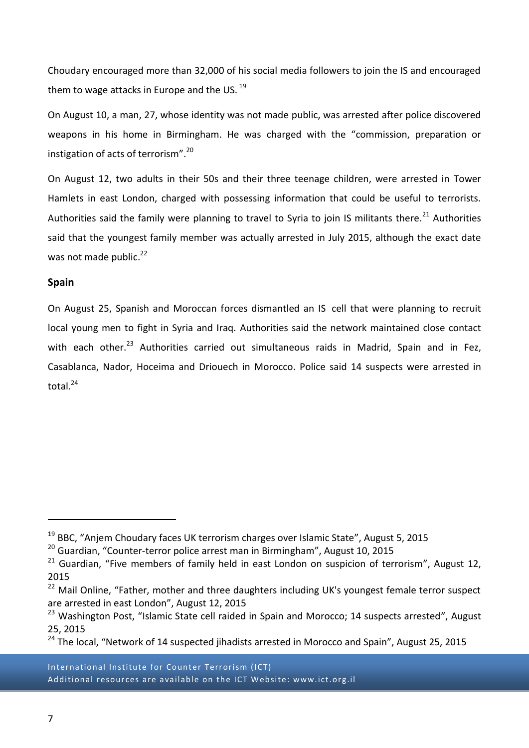Choudary encouraged more than 32,000 of his social media followers to join the IS and encouraged them to wage attacks in Europe and the US. [19]

On August 10, a man, 27, whose identity was not made public, was arrested after police discovered weapons in his home in Birmingham. He was charged with the "commission, preparation or instigation of acts of terrorism".[20]

On August 12, two adults in their 50s and their three teenage children, were arrested in Tower Hamlets in east London, charged with possessing information that could be useful to terrorists. Authorities said the family were planning to travel to Syria to join IS militants there.[21] Authorities said that the youngest family member was actually arrested in July 2015, although the exact date was not made public.[22]

**Spain**

On August 25, Spanish and Moroccan forces dismantled an IS cell that were planning to recruit local young men to fight in Syria and Iraq. Authorities said the network maintained close contact with each other.[23] Authorities carried out simultaneous raids in Madrid, Spain and in Fez, Casablanca, Nador, Hoceima and Driouech in Morocco. Police said 14 suspects were arrested in total.[24]

---

[19] BBC, "Anjem Choudary faces UK terrorism charges over Islamic State", August 5, 2015

[20] Guardian, "Counter-terror police arrest man in Birmingham", August 10, 2015

[21] Guardian, "Five members of family held in east London on suspicion of terrorism", August 12, 2015

[22] Mail Online, "Father, mother and three daughters including UK's youngest female terror suspect are arrested in east London", August 12, 2015

[23] Washington Post, "Islamic State cell raided in Spain and Morocco; 14 suspects arrested", August 25, 2015

[24] The local, "Network of 14 suspected jihadists arrested in Morocco and Spain", August 25, 2015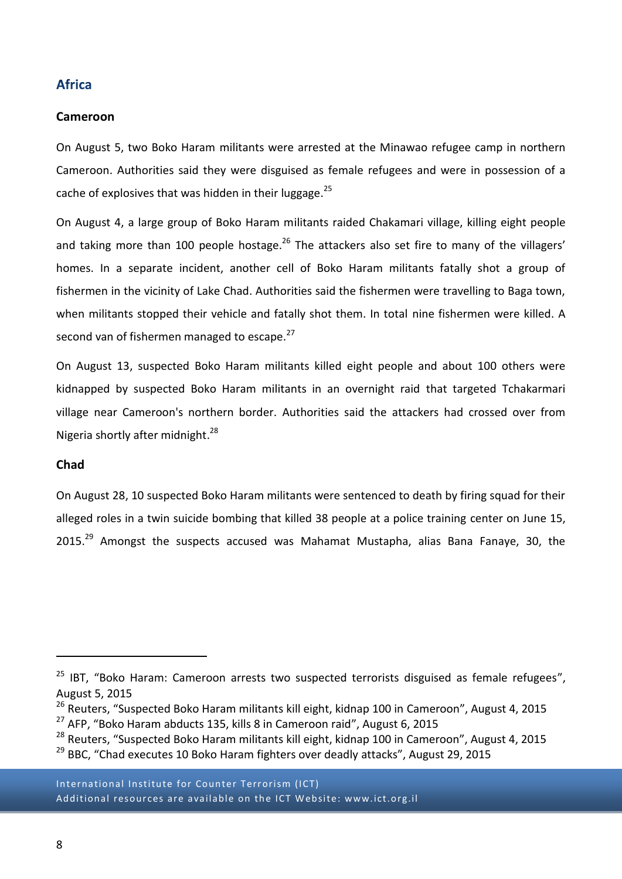## Africa

### Cameroon

On August 5, two Boko Haram militants were arrested at the Minawao refugee camp in northern Cameroon. Authorities said they were disguised as female refugees and were in possession of a cache of explosives that was hidden in their luggage.[25]

On August 4, a large group of Boko Haram militants raided Chakamari village, killing eight people and taking more than 100 people hostage.[26] The attackers also set fire to many of the villagers' homes. In a separate incident, another cell of Boko Haram militants fatally shot a group of fishermen in the vicinity of Lake Chad. Authorities said the fishermen were travelling to Baga town, when militants stopped their vehicle and fatally shot them. In total nine fishermen were killed. A second van of fishermen managed to escape.[27]

On August 13, suspected Boko Haram militants killed eight people and about 100 others were kidnapped by suspected Boko Haram militants in an overnight raid that targeted Tchakarmari village near Cameroon's northern border. Authorities said the attackers had crossed over from Nigeria shortly after midnight.[28]

### Chad

On August 28, 10 suspected Boko Haram militants were sentenced to death by firing squad for their alleged roles in a twin suicide bombing that killed 38 people at a police training center on June 15, 2015.[29] Amongst the suspects accused was Mahamat Mustapha, alias Bana Fanaye, 30, the

---

[25] IBT, "Boko Haram: Cameroon arrests two suspected terrorists disguised as female refugees", August 5, 2015

[26] Reuters, "Suspected Boko Haram militants kill eight, kidnap 100 in Cameroon", August 4, 2015

[27] AFP, "Boko Haram abducts 135, kills 8 in Cameroon raid", August 6, 2015

[28] Reuters, "Suspected Boko Haram militants kill eight, kidnap 100 in Cameroon", August 4, 2015

[29] BBC, "Chad executes 10 Boko Haram fighters over deadly attacks", August 29, 2015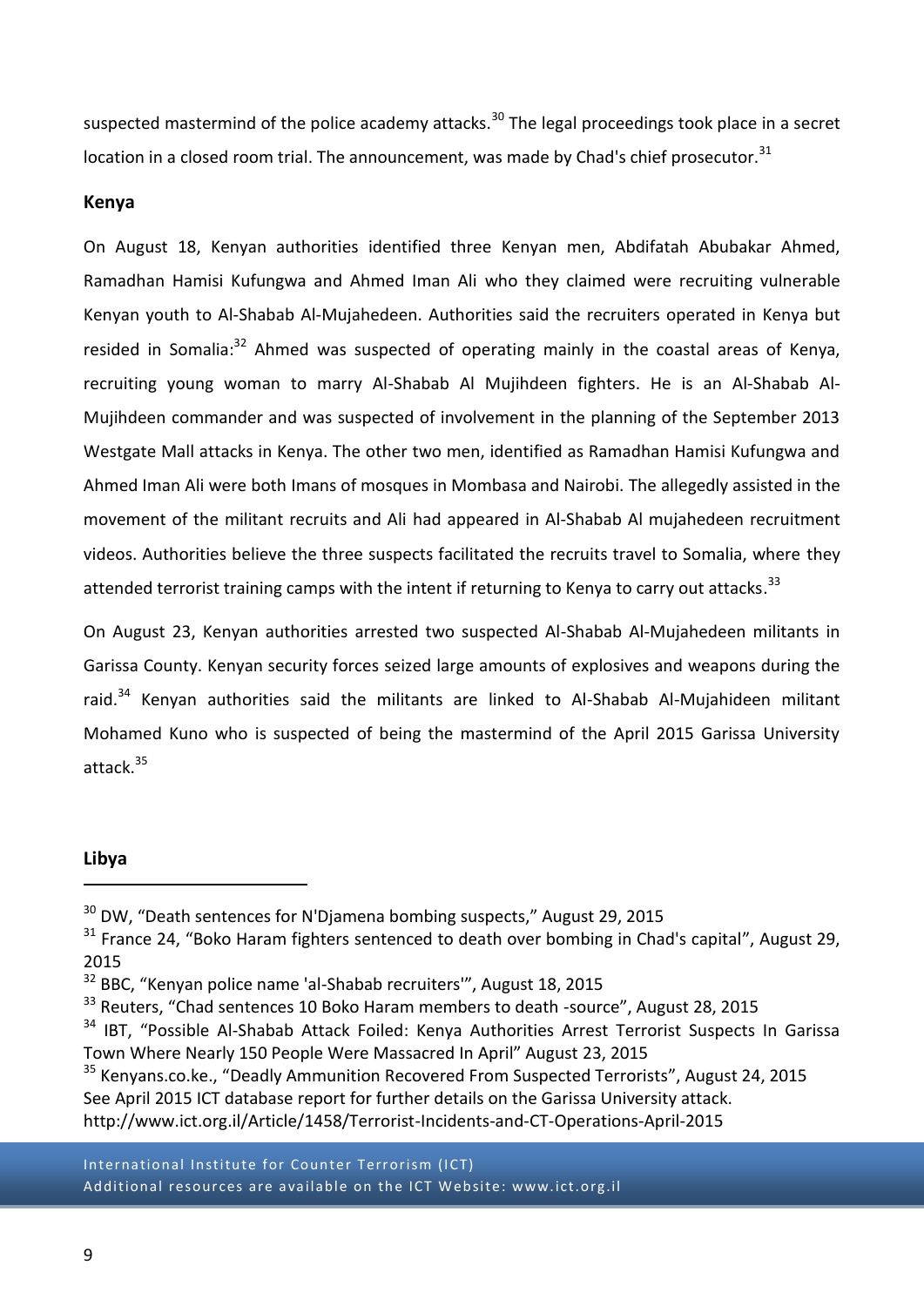suspected mastermind of the police academy attacks.[30] The legal proceedings took place in a secret location in a closed room trial. The announcement, was made by Chad's chief prosecutor.[31]

### Kenya

On August 18, Kenyan authorities identified three Kenyan men, Abdifatah Abubakar Ahmed, Ramadhan Hamisi Kufungwa and Ahmed Iman Ali who they claimed were recruiting vulnerable Kenyan youth to Al-Shabab Al-Mujahedeen. Authorities said the recruiters operated in Kenya but resided in Somalia:[32] Ahmed was suspected of operating mainly in the coastal areas of Kenya, recruiting young woman to marry Al-Shabab Al Mujihdeen fighters. He is an Al-Shabab Al-Mujihdeen commander and was suspected of involvement in the planning of the September 2013 Westgate Mall attacks in Kenya. The other two men, identified as Ramadhan Hamisi Kufungwa and Ahmed Iman Ali were both Imans of mosques in Mombasa and Nairobi. The allegedly assisted in the movement of the militant recruits and Ali had appeared in Al-Shabab Al mujahedeen recruitment videos. Authorities believe the three suspects facilitated the recruits travel to Somalia, where they attended terrorist training camps with the intent if returning to Kenya to carry out attacks.[33]

On August 23, Kenyan authorities arrested two suspected Al-Shabab Al-Mujahedeen militants in Garissa County. Kenyan security forces seized large amounts of explosives and weapons during the raid.[34] Kenyan authorities said the militants are linked to Al-Shabab Al-Mujahideen militant Mohamed Kuno who is suspected of being the mastermind of the April 2015 Garissa University attack.[35]

### Libya

---

[30] DW, "Death sentences for N'Djamena bombing suspects," August 29, 2015

[31] France 24, "Boko Haram fighters sentenced to death over bombing in Chad's capital", August 29, 2015

[32] BBC, "Kenyan police name 'al-Shabab recruiters'", August 18, 2015

[33] Reuters, "Chad sentences 10 Boko Haram members to death -source", August 28, 2015

[34] IBT, "Possible Al-Shabab Attack Foiled: Kenya Authorities Arrest Terrorist Suspects In Garissa Town Where Nearly 150 People Were Massacred In April" August 23, 2015

[35] Kenyans.co.ke., "Deadly Ammunition Recovered From Suspected Terrorists", August 24, 2015
See April 2015 ICT database report for further details on the Garissa University attack.
http://www.ict.org.il/Article/1458/Terrorist-Incidents-and-CT-Operations-April-2015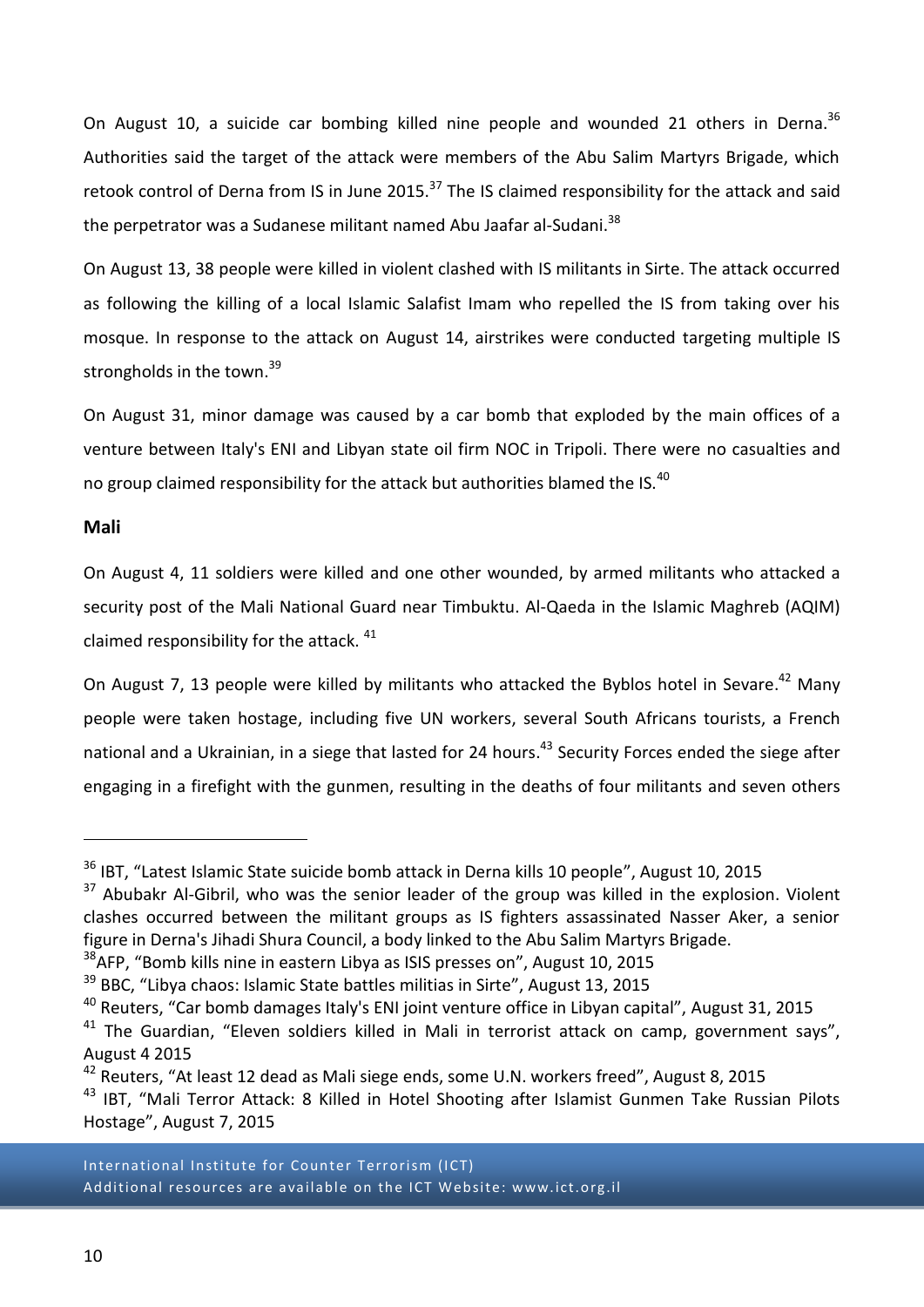On August 10, a suicide car bombing killed nine people and wounded 21 others in Derna.[36] Authorities said the target of the attack were members of the Abu Salim Martyrs Brigade, which retook control of Derna from IS in June 2015.[37] The IS claimed responsibility for the attack and said the perpetrator was a Sudanese militant named Abu Jaafar al-Sudani.[38]

On August 13, 38 people were killed in violent clashed with IS militants in Sirte. The attack occurred as following the killing of a local Islamic Salafist Imam who repelled the IS from taking over his mosque. In response to the attack on August 14, airstrikes were conducted targeting multiple IS strongholds in the town.[39]

On August 31, minor damage was caused by a car bomb that exploded by the main offices of a venture between Italy's ENI and Libyan state oil firm NOC in Tripoli. There were no casualties and no group claimed responsibility for the attack but authorities blamed the IS.[40]

**Mali**

On August 4, 11 soldiers were killed and one other wounded, by armed militants who attacked a security post of the Mali National Guard near Timbuktu. Al-Qaeda in the Islamic Maghreb (AQIM) claimed responsibility for the attack.[41]

On August 7, 13 people were killed by militants who attacked the Byblos hotel in Sevare.[42] Many people were taken hostage, including five UN workers, several South Africans tourists, a French national and a Ukrainian, in a siege that lasted for 24 hours.[43] Security Forces ended the siege after engaging in a firefight with the gunmen, resulting in the deaths of four militants and seven others

---

[36] IBT, "Latest Islamic State suicide bomb attack in Derna kills 10 people", August 10, 2015

[37] Abubakr Al-Gibril, who was the senior leader of the group was killed in the explosion. Violent clashes occurred between the militant groups as IS fighters assassinated Nasser Aker, a senior figure in Derna's Jihadi Shura Council, a body linked to the Abu Salim Martyrs Brigade.

[38] AFP, "Bomb kills nine in eastern Libya as ISIS presses on", August 10, 2015

[39] BBC, "Libya chaos: Islamic State battles militias in Sirte", August 13, 2015

[40] Reuters, "Car bomb damages Italy's ENI joint venture office in Libyan capital", August 31, 2015

[41] The Guardian, "Eleven soldiers killed in Mali in terrorist attack on camp, government says", August 4 2015

[42] Reuters, "At least 12 dead as Mali siege ends, some U.N. workers freed", August 8, 2015

[43] IBT, "Mali Terror Attack: 8 Killed in Hotel Shooting after Islamist Gunmen Take Russian Pilots Hostage", August 7, 2015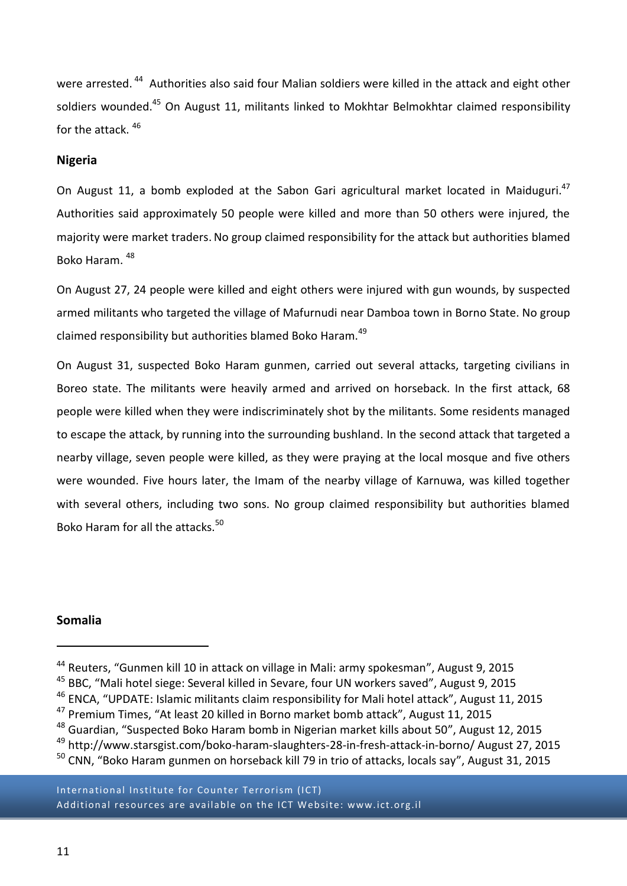were arrested. [44] Authorities also said four Malian soldiers were killed in the attack and eight other soldiers wounded.[45] On August 11, militants linked to Mokhtar Belmokhtar claimed responsibility for the attack. [46]

### Nigeria

On August 11, a bomb exploded at the Sabon Gari agricultural market located in Maiduguri.[47] Authorities said approximately 50 people were killed and more than 50 others were injured, the majority were market traders. No group claimed responsibility for the attack but authorities blamed Boko Haram. [48]

On August 27, 24 people were killed and eight others were injured with gun wounds, by suspected armed militants who targeted the village of Mafurnudi near Damboa town in Borno State. No group claimed responsibility but authorities blamed Boko Haram.[49]

On August 31, suspected Boko Haram gunmen, carried out several attacks, targeting civilians in Boreo state. The militants were heavily armed and arrived on horseback. In the first attack, 68 people were killed when they were indiscriminately shot by the militants. Some residents managed to escape the attack, by running into the surrounding bushland. In the second attack that targeted a nearby village, seven people were killed, as they were praying at the local mosque and five others were wounded. Five hours later, the Imam of the nearby village of Karnuwa, was killed together with several others, including two sons. No group claimed responsibility but authorities blamed Boko Haram for all the attacks.[50]

### Somalia

---

[44] Reuters, "Gunmen kill 10 in attack on village in Mali: army spokesman", August 9, 2015

[45] BBC, "Mali hotel siege: Several killed in Sevare, four UN workers saved", August 9, 2015

[46] ENCA, "UPDATE: Islamic militants claim responsibility for Mali hotel attack", August 11, 2015

[47] Premium Times, "At least 20 killed in Borno market bomb attack", August 11, 2015

[48] Guardian, "Suspected Boko Haram bomb in Nigerian market kills about 50", August 12, 2015

[49] http://www.starsgist.com/boko-haram-slaughters-28-in-fresh-attack-in-borno/ August 27, 2015

[50] CNN, "Boko Haram gunmen on horseback kill 79 in trio of attacks, locals say", August 31, 2015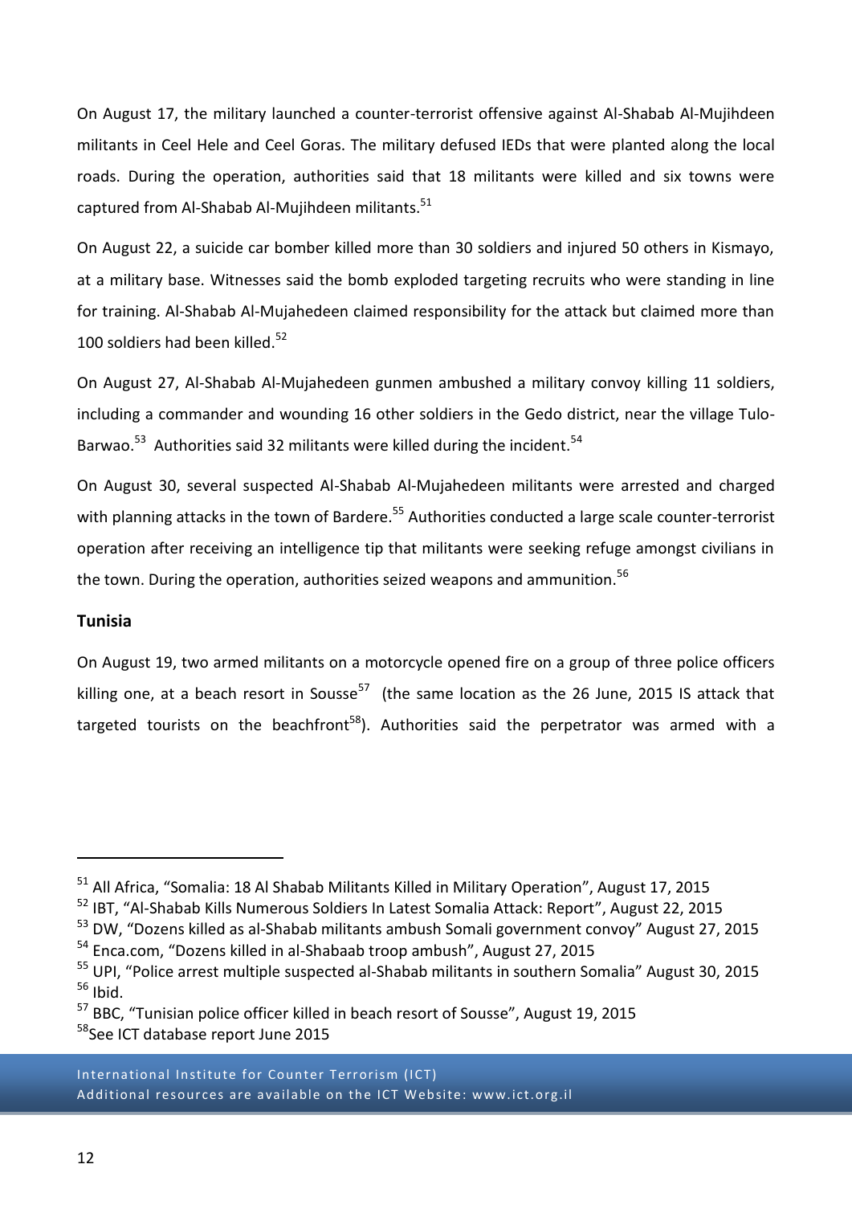On August 17, the military launched a counter-terrorist offensive against Al-Shabab Al-Mujihdeen militants in Ceel Hele and Ceel Goras. The military defused IEDs that were planted along the local roads. During the operation, authorities said that 18 militants were killed and six towns were captured from Al-Shabab Al-Mujihdeen militants.[51]

On August 22, a suicide car bomber killed more than 30 soldiers and injured 50 others in Kismayo, at a military base. Witnesses said the bomb exploded targeting recruits who were standing in line for training. Al-Shabab Al-Mujahedeen claimed responsibility for the attack but claimed more than 100 soldiers had been killed.[52]

On August 27, Al-Shabab Al-Mujahedeen gunmen ambushed a military convoy killing 11 soldiers, including a commander and wounding 16 other soldiers in the Gedo district, near the village Tulo-Barwao.[53] Authorities said 32 militants were killed during the incident.[54]

On August 30, several suspected Al-Shabab Al-Mujahedeen militants were arrested and charged with planning attacks in the town of Bardere.[55] Authorities conducted a large scale counter-terrorist operation after receiving an intelligence tip that militants were seeking refuge amongst civilians in the town. During the operation, authorities seized weapons and ammunition.[56]

### Tunisia

On August 19, two armed militants on a motorcycle opened fire on a group of three police officers killing one, at a beach resort in Sousse[57] (the same location as the 26 June, 2015 IS attack that targeted tourists on the beachfront[58]). Authorities said the perpetrator was armed with a

---

[51] All Africa, "Somalia: 18 Al Shabab Militants Killed in Military Operation", August 17, 2015

[52] IBT, "Al-Shabab Kills Numerous Soldiers In Latest Somalia Attack: Report", August 22, 2015

[53] DW, "Dozens killed as al-Shabab militants ambush Somali government convoy" August 27, 2015

[54] Enca.com, "Dozens killed in al-Shabaab troop ambush", August 27, 2015

[55] UPI, "Police arrest multiple suspected al-Shabab militants in southern Somalia" August 30, 2015

[56] Ibid.

[57] BBC, "Tunisian police officer killed in beach resort of Sousse", August 19, 2015

[58] See ICT database report June 2015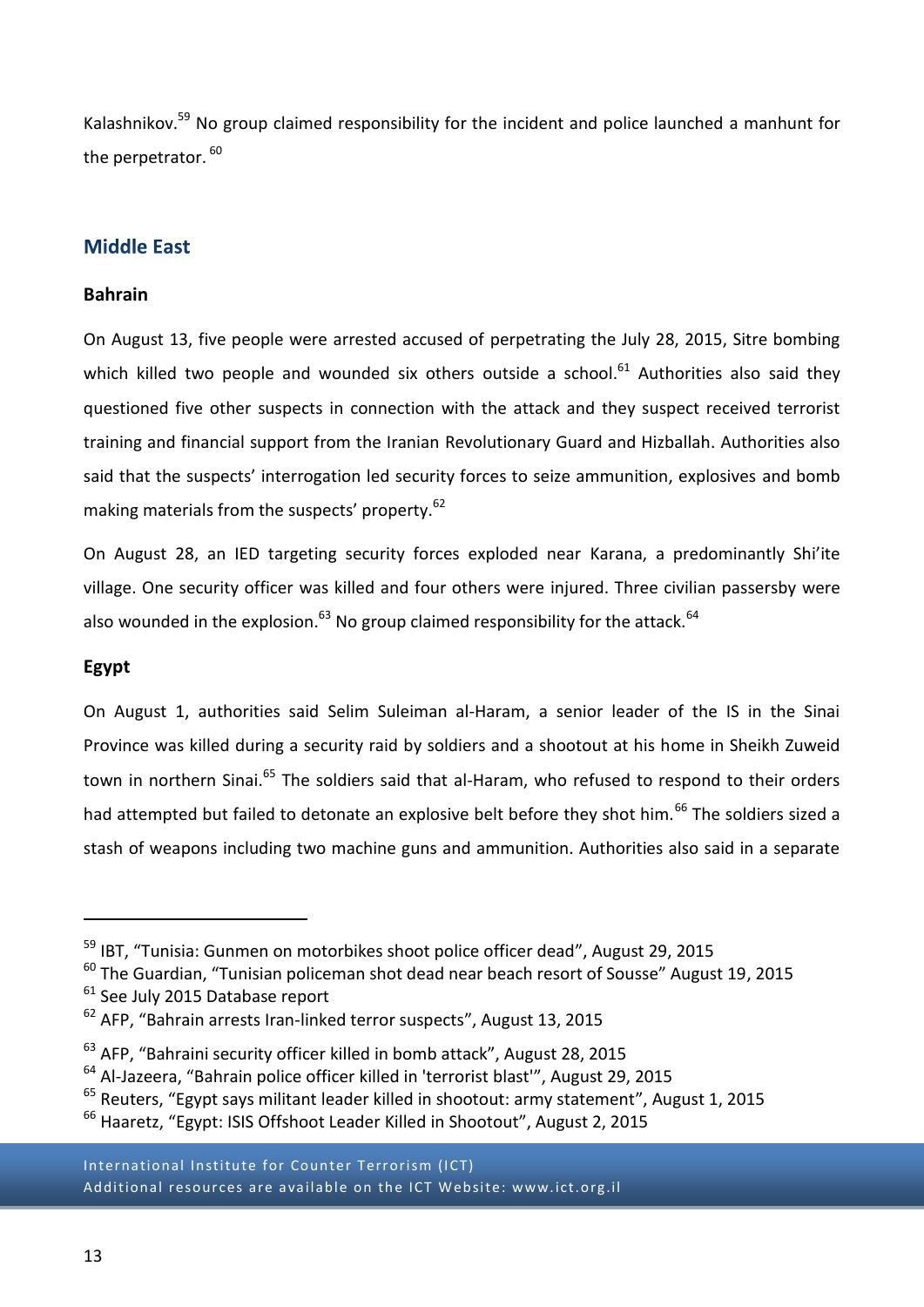Kalashnikov.[59] No group claimed responsibility for the incident and police launched a manhunt for the perpetrator. [60]

## Middle East

### Bahrain

On August 13, five people were arrested accused of perpetrating the July 28, 2015, Sitre bombing which killed two people and wounded six others outside a school.[61] Authorities also said they questioned five other suspects in connection with the attack and they suspect received terrorist training and financial support from the Iranian Revolutionary Guard and Hizballah. Authorities also said that the suspects' interrogation led security forces to seize ammunition, explosives and bomb making materials from the suspects' property.[62]

On August 28, an IED targeting security forces exploded near Karana, a predominantly Shi'ite village. One security officer was killed and four others were injured. Three civilian passersby were also wounded in the explosion.[63] No group claimed responsibility for the attack.[64]

### Egypt

On August 1, authorities said Selim Suleiman al-Haram, a senior leader of the IS in the Sinai Province was killed during a security raid by soldiers and a shootout at his home in Sheikh Zuweid town in northern Sinai.[65] The soldiers said that al-Haram, who refused to respond to their orders had attempted but failed to detonate an explosive belt before they shot him.[66] The soldiers sized a stash of weapons including two machine guns and ammunition. Authorities also said in a separate

---

[59] IBT, "Tunisia: Gunmen on motorbikes shoot police officer dead", August 29, 2015

[60] The Guardian, "Tunisian policeman shot dead near beach resort of Sousse" August 19, 2015

[61] See July 2015 Database report

[62] AFP, "Bahrain arrests Iran-linked terror suspects", August 13, 2015

[63] AFP, "Bahraini security officer killed in bomb attack", August 28, 2015

[64] Al-Jazeera, "Bahrain police officer killed in 'terrorist blast'", August 29, 2015

[65] Reuters, "Egypt says militant leader killed in shootout: army statement", August 1, 2015

[66] Haaretz, "Egypt: ISIS Offshoot Leader Killed in Shootout", August 2, 2015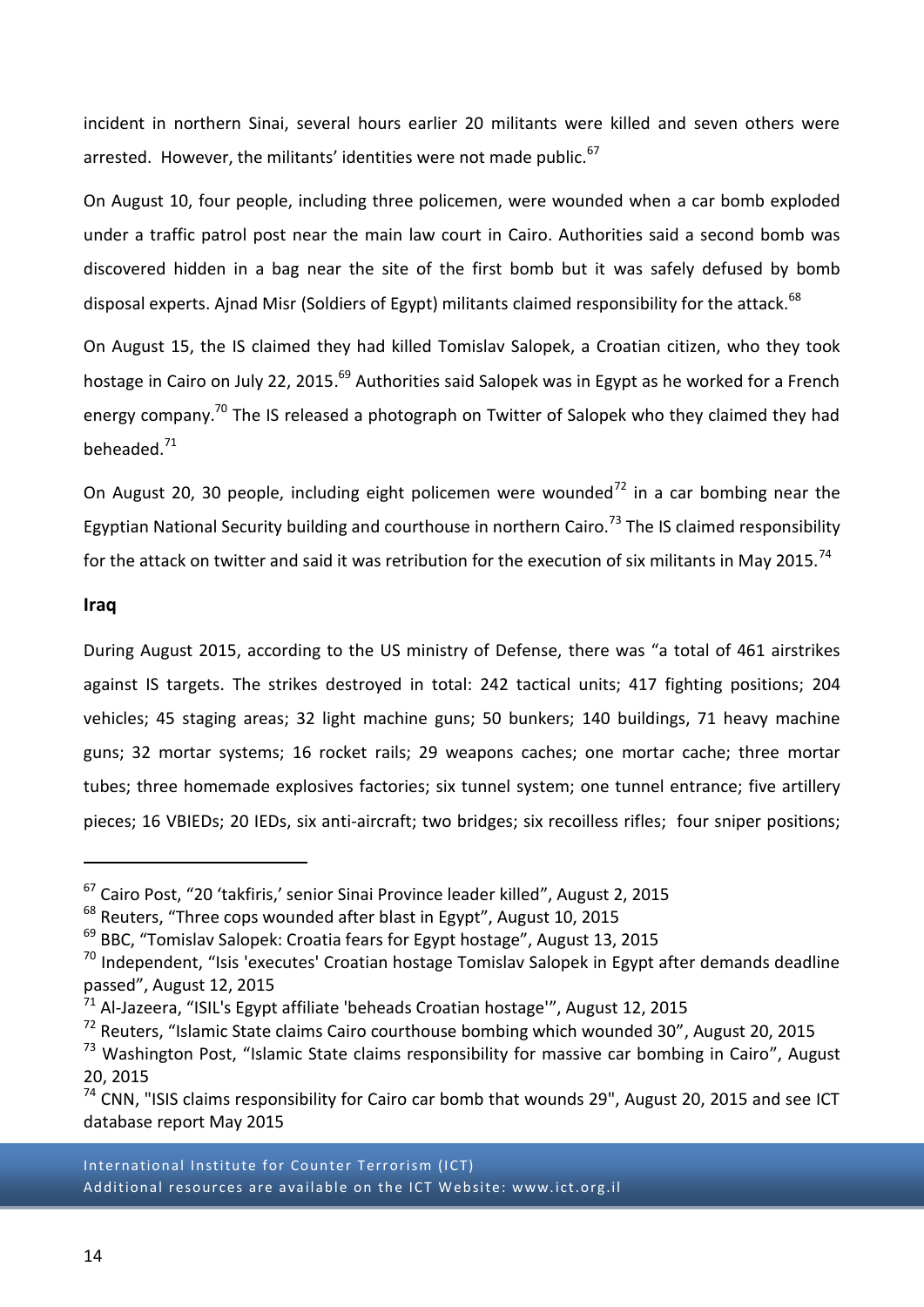incident in northern Sinai, several hours earlier 20 militants were killed and seven others were arrested. However, the militants' identities were not made public.[67]

On August 10, four people, including three policemen, were wounded when a car bomb exploded under a traffic patrol post near the main law court in Cairo. Authorities said a second bomb was discovered hidden in a bag near the site of the first bomb but it was safely defused by bomb disposal experts. Ajnad Misr (Soldiers of Egypt) militants claimed responsibility for the attack.[68]

On August 15, the IS claimed they had killed Tomislav Salopek, a Croatian citizen, who they took hostage in Cairo on July 22, 2015.[69] Authorities said Salopek was in Egypt as he worked for a French energy company.[70] The IS released a photograph on Twitter of Salopek who they claimed they had beheaded.[71]

On August 20, 30 people, including eight policemen were wounded[72] in a car bombing near the Egyptian National Security building and courthouse in northern Cairo.[73] The IS claimed responsibility for the attack on twitter and said it was retribution for the execution of six militants in May 2015.[74]

**Iraq**

During August 2015, according to the US ministry of Defense, there was "a total of 461 airstrikes against IS targets. The strikes destroyed in total: 242 tactical units; 417 fighting positions; 204 vehicles; 45 staging areas; 32 light machine guns; 50 bunkers; 140 buildings, 71 heavy machine guns; 32 mortar systems; 16 rocket rails; 29 weapons caches; one mortar cache; three mortar tubes; three homemade explosives factories; six tunnel system; one tunnel entrance; five artillery pieces; 16 VBIEDs; 20 IEDs, six anti-aircraft; two bridges; six recoilless rifles; four sniper positions;

---

[67] Cairo Post, "20 'takfiris,' senior Sinai Province leader killed", August 2, 2015

[68] Reuters, "Three cops wounded after blast in Egypt", August 10, 2015

[69] BBC, "Tomislav Salopek: Croatia fears for Egypt hostage", August 13, 2015

[70] Independent, "Isis 'executes' Croatian hostage Tomislav Salopek in Egypt after demands deadline passed", August 12, 2015

[71] Al-Jazeera, "ISIL's Egypt affiliate 'beheads Croatian hostage'", August 12, 2015

[72] Reuters, "Islamic State claims Cairo courthouse bombing which wounded 30", August 20, 2015

[73] Washington Post, "Islamic State claims responsibility for massive car bombing in Cairo", August 20, 2015

[74] CNN, "ISIS claims responsibility for Cairo car bomb that wounds 29", August 20, 2015 and see ICT database report May 2015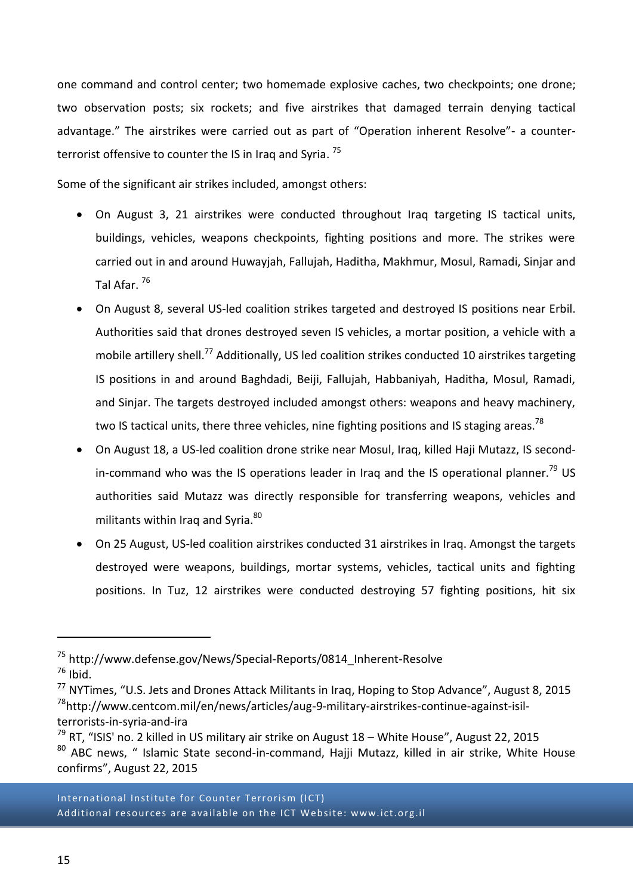one command and control center; two homemade explosive caches, two checkpoints; one drone; two observation posts; six rockets; and five airstrikes that damaged terrain denying tactical advantage." The airstrikes were carried out as part of "Operation inherent Resolve"- a counter-terrorist offensive to counter the IS in Iraq and Syria. [75]

Some of the significant air strikes included, amongst others:

- On August 3, 21 airstrikes were conducted throughout Iraq targeting IS tactical units, buildings, vehicles, weapons checkpoints, fighting positions and more. The strikes were carried out in and around Huwayjah, Fallujah, Haditha, Makhmur, Mosul, Ramadi, Sinjar and Tal Afar. [76]
- On August 8, several US-led coalition strikes targeted and destroyed IS positions near Erbil. Authorities said that drones destroyed seven IS vehicles, a mortar position, a vehicle with a mobile artillery shell.[77] Additionally, US led coalition strikes conducted 10 airstrikes targeting IS positions in and around Baghdadi, Beiji, Fallujah, Habbaniyah, Haditha, Mosul, Ramadi, and Sinjar. The targets destroyed included amongst others: weapons and heavy machinery, two IS tactical units, there three vehicles, nine fighting positions and IS staging areas.[78]
- On August 18, a US-led coalition drone strike near Mosul, Iraq, killed Haji Mutazz, IS second-in-command who was the IS operations leader in Iraq and the IS operational planner.[79] US authorities said Mutazz was directly responsible for transferring weapons, vehicles and militants within Iraq and Syria.[80]
- On 25 August, US-led coalition airstrikes conducted 31 airstrikes in Iraq. Amongst the targets destroyed were weapons, buildings, mortar systems, vehicles, tactical units and fighting positions. In Tuz, 12 airstrikes were conducted destroying 57 fighting positions, hit six

---

[75] http://www.defense.gov/News/Special-Reports/0814_Inherent-Resolve
[76] Ibid.
[77] NYTimes, "U.S. Jets and Drones Attack Militants in Iraq, Hoping to Stop Advance", August 8, 2015
[78] http://www.centcom.mil/en/news/articles/aug-9-military-airstrikes-continue-against-isil-terrorists-in-syria-and-ira
[79] RT, "ISIS' no. 2 killed in US military air strike on August 18 – White House", August 22, 2015
[80] ABC news, " Islamic State second-in-command, Hajji Mutazz, killed in air strike, White House confirms", August 22, 2015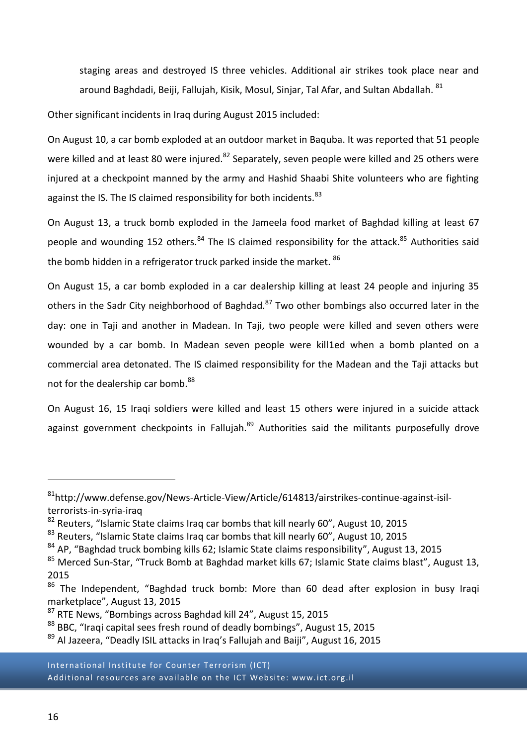staging areas and destroyed IS three vehicles. Additional air strikes took place near and around Baghdadi, Beiji, Fallujah, Kisik, Mosul, Sinjar, Tal Afar, and Sultan Abdallah. [81]

Other significant incidents in Iraq during August 2015 included:

On August 10, a car bomb exploded at an outdoor market in Baquba. It was reported that 51 people were killed and at least 80 were injured.[82] Separately, seven people were killed and 25 others were injured at a checkpoint manned by the army and Hashid Shaabi Shite volunteers who are fighting against the IS. The IS claimed responsibility for both incidents.[83]

On August 13, a truck bomb exploded in the Jameela food market of Baghdad killing at least 67 people and wounding 152 others.[84] The IS claimed responsibility for the attack.[85] Authorities said the bomb hidden in a refrigerator truck parked inside the market. [86]

On August 15, a car bomb exploded in a car dealership killing at least 24 people and injuring 35 others in the Sadr City neighborhood of Baghdad.[87] Two other bombings also occurred later in the day: one in Taji and another in Madean. In Taji, two people were killed and seven others were wounded by a car bomb. In Madean seven people were kill1ed when a bomb planted on a commercial area detonated. The IS claimed responsibility for the Madean and the Taji attacks but not for the dealership car bomb.[88]

On August 16, 15 Iraqi soldiers were killed and least 15 others were injured in a suicide attack against government checkpoints in Fallujah.[89] Authorities said the militants purposefully drove

---

[81] http://www.defense.gov/News-Article-View/Article/614813/airstrikes-continue-against-isil-terrorists-in-syria-iraq

[82] Reuters, "Islamic State claims Iraq car bombs that kill nearly 60", August 10, 2015

[83] Reuters, "Islamic State claims Iraq car bombs that kill nearly 60", August 10, 2015

[84] AP, "Baghdad truck bombing kills 62; Islamic State claims responsibility", August 13, 2015

[85] Merced Sun-Star, "Truck Bomb at Baghdad market kills 67; Islamic State claims blast", August 13, 2015

[86] The Independent, "Baghdad truck bomb: More than 60 dead after explosion in busy Iraqi marketplace", August 13, 2015

[87] RTE News, "Bombings across Baghdad kill 24", August 15, 2015

[88] BBC, "Iraqi capital sees fresh round of deadly bombings", August 15, 2015

[89] Al Jazeera, "Deadly ISIL attacks in Iraq's Fallujah and Baiji", August 16, 2015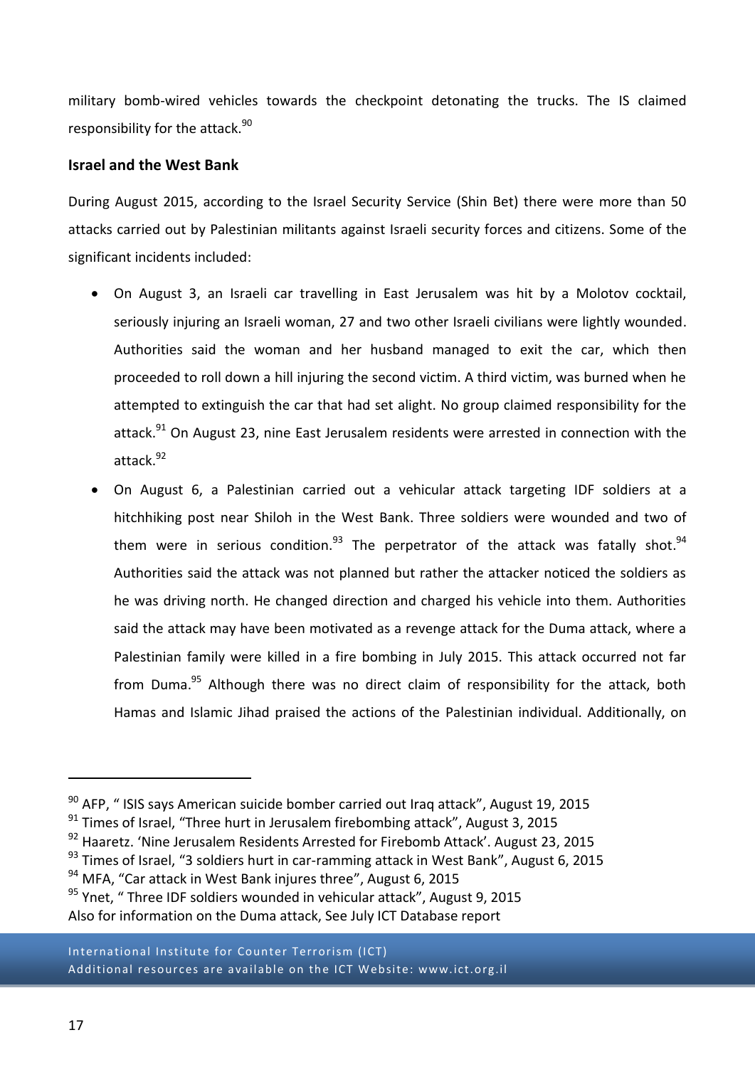military bomb-wired vehicles towards the checkpoint detonating the trucks. The IS claimed responsibility for the attack.[90]

**Israel and the West Bank**

During August 2015, according to the Israel Security Service (Shin Bet) there were more than 50 attacks carried out by Palestinian militants against Israeli security forces and citizens. Some of the significant incidents included:

- On August 3, an Israeli car travelling in East Jerusalem was hit by a Molotov cocktail, seriously injuring an Israeli woman, 27 and two other Israeli civilians were lightly wounded. Authorities said the woman and her husband managed to exit the car, which then proceeded to roll down a hill injuring the second victim. A third victim, was burned when he attempted to extinguish the car that had set alight. No group claimed responsibility for the attack.[91] On August 23, nine East Jerusalem residents were arrested in connection with the attack.[92]
- On August 6, a Palestinian carried out a vehicular attack targeting IDF soldiers at a hitchhiking post near Shiloh in the West Bank. Three soldiers were wounded and two of them were in serious condition.[93] The perpetrator of the attack was fatally shot.[94] Authorities said the attack was not planned but rather the attacker noticed the soldiers as he was driving north. He changed direction and charged his vehicle into them. Authorities said the attack may have been motivated as a revenge attack for the Duma attack, where a Palestinian family were killed in a fire bombing in July 2015. This attack occurred not far from Duma.[95] Although there was no direct claim of responsibility for the attack, both Hamas and Islamic Jihad praised the actions of the Palestinian individual. Additionally, on

---

[90] AFP, " ISIS says American suicide bomber carried out Iraq attack", August 19, 2015

[91] Times of Israel, "Three hurt in Jerusalem firebombing attack", August 3, 2015

[92] Haaretz. 'Nine Jerusalem Residents Arrested for Firebomb Attack'. August 23, 2015

[93] Times of Israel, "3 soldiers hurt in car-ramming attack in West Bank", August 6, 2015

[94] MFA, "Car attack in West Bank injures three", August 6, 2015

[95] Ynet, " Three IDF soldiers wounded in vehicular attack", August 9, 2015
Also for information on the Duma attack, See July ICT Database report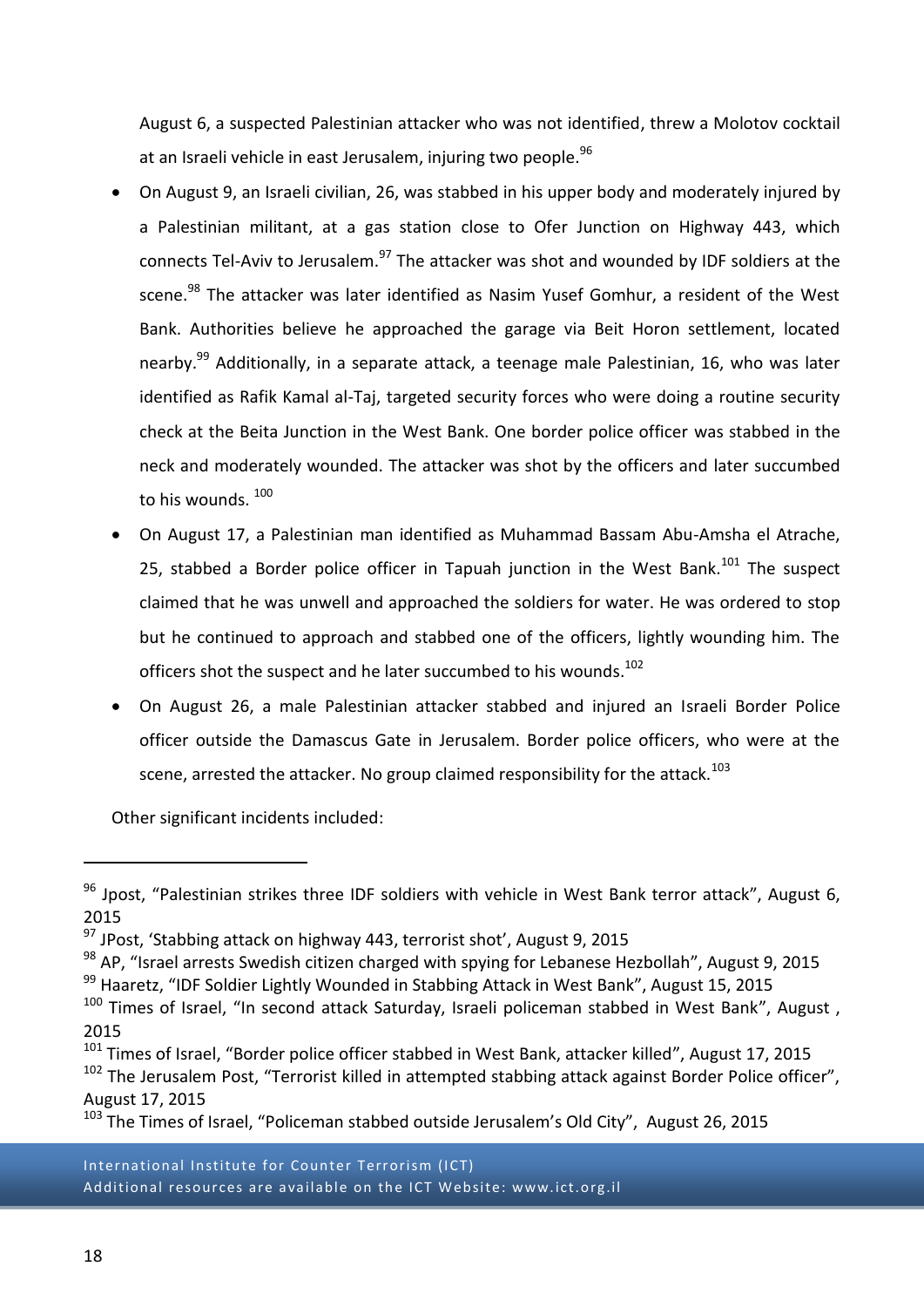August 6, a suspected Palestinian attacker who was not identified, threw a Molotov cocktail at an Israeli vehicle in east Jerusalem, injuring two people.[96]

- On August 9, an Israeli civilian, 26, was stabbed in his upper body and moderately injured by a Palestinian militant, at a gas station close to Ofer Junction on Highway 443, which connects Tel-Aviv to Jerusalem.[97] The attacker was shot and wounded by IDF soldiers at the scene.[98] The attacker was later identified as Nasim Yusef Gomhur, a resident of the West Bank. Authorities believe he approached the garage via Beit Horon settlement, located nearby.[99] Additionally, in a separate attack, a teenage male Palestinian, 16, who was later identified as Rafik Kamal al-Taj, targeted security forces who were doing a routine security check at the Beita Junction in the West Bank. One border police officer was stabbed in the neck and moderately wounded. The attacker was shot by the officers and later succumbed to his wounds. [100]
- On August 17, a Palestinian man identified as Muhammad Bassam Abu-Amsha el Atrache, 25, stabbed a Border police officer in Tapuah junction in the West Bank.[101] The suspect claimed that he was unwell and approached the soldiers for water. He was ordered to stop but he continued to approach and stabbed one of the officers, lightly wounding him. The officers shot the suspect and he later succumbed to his wounds.[102]
- On August 26, a male Palestinian attacker stabbed and injured an Israeli Border Police officer outside the Damascus Gate in Jerusalem. Border police officers, who were at the scene, arrested the attacker. No group claimed responsibility for the attack.[103]

Other significant incidents included:

---

[96] Jpost, "Palestinian strikes three IDF soldiers with vehicle in West Bank terror attack", August 6, 2015

[97] JPost, 'Stabbing attack on highway 443, terrorist shot', August 9, 2015

[98] AP, "Israel arrests Swedish citizen charged with spying for Lebanese Hezbollah", August 9, 2015

[99] Haaretz, "IDF Soldier Lightly Wounded in Stabbing Attack in West Bank", August 15, 2015

[100] Times of Israel, "In second attack Saturday, Israeli policeman stabbed in West Bank", August , 2015

[101] Times of Israel, "Border police officer stabbed in West Bank, attacker killed", August 17, 2015

[102] The Jerusalem Post, "Terrorist killed in attempted stabbing attack against Border Police officer", August 17, 2015

[103] The Times of Israel, "Policeman stabbed outside Jerusalem's Old City", August 26, 2015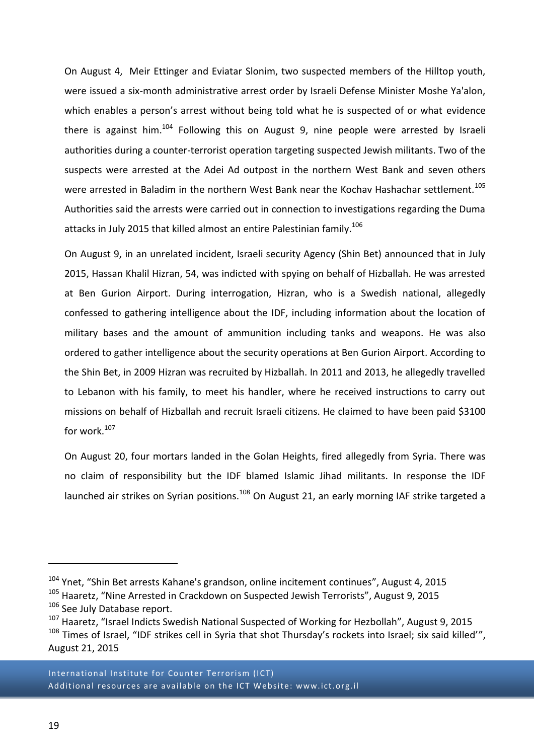On August 4, Meir Ettinger and Eviatar Slonim, two suspected members of the Hilltop youth, were issued a six-month administrative arrest order by Israeli Defense Minister Moshe Ya'alon, which enables a person's arrest without being told what he is suspected of or what evidence there is against him.[104] Following this on August 9, nine people were arrested by Israeli authorities during a counter-terrorist operation targeting suspected Jewish militants. Two of the suspects were arrested at the Adei Ad outpost in the northern West Bank and seven others were arrested in Baladim in the northern West Bank near the Kochav Hashachar settlement.[105] Authorities said the arrests were carried out in connection to investigations regarding the Duma attacks in July 2015 that killed almost an entire Palestinian family.[106]

On August 9, in an unrelated incident, Israeli security Agency (Shin Bet) announced that in July 2015, Hassan Khalil Hizran, 54, was indicted with spying on behalf of Hizballah. He was arrested at Ben Gurion Airport. During interrogation, Hizran, who is a Swedish national, allegedly confessed to gathering intelligence about the IDF, including information about the location of military bases and the amount of ammunition including tanks and weapons. He was also ordered to gather intelligence about the security operations at Ben Gurion Airport. According to the Shin Bet, in 2009 Hizran was recruited by Hizballah. In 2011 and 2013, he allegedly travelled to Lebanon with his family, to meet his handler, where he received instructions to carry out missions on behalf of Hizballah and recruit Israeli citizens. He claimed to have been paid $3100 for work.[107]

On August 20, four mortars landed in the Golan Heights, fired allegedly from Syria. There was no claim of responsibility but the IDF blamed Islamic Jihad militants. In response the IDF launched air strikes on Syrian positions.[108] On August 21, an early morning IAF strike targeted a

---

[104] Ynet, "Shin Bet arrests Kahane's grandson, online incitement continues", August 4, 2015

[105] Haaretz, "Nine Arrested in Crackdown on Suspected Jewish Terrorists", August 9, 2015

[106] See July Database report.

[107] Haaretz, "Israel Indicts Swedish National Suspected of Working for Hezbollah", August 9, 2015

[108] Times of Israel, "IDF strikes cell in Syria that shot Thursday's rockets into Israel; six said killed'", August 21, 2015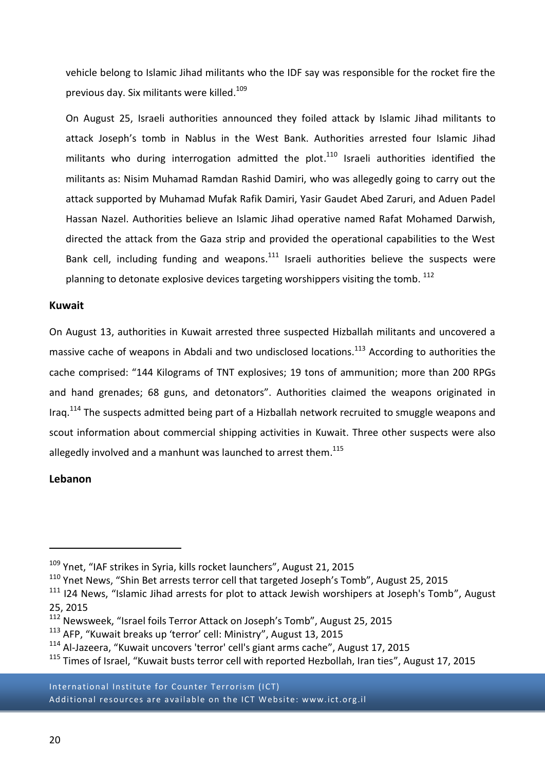vehicle belong to Islamic Jihad militants who the IDF say was responsible for the rocket fire the previous day. Six militants were killed.[109]

On August 25, Israeli authorities announced they foiled attack by Islamic Jihad militants to attack Joseph's tomb in Nablus in the West Bank. Authorities arrested four Islamic Jihad militants who during interrogation admitted the plot.[110] Israeli authorities identified the militants as: Nisim Muhamad Ramdan Rashid Damiri, who was allegedly going to carry out the attack supported by Muhamad Mufak Rafik Damiri, Yasir Gaudet Abed Zaruri, and Aduen Padel Hassan Nazel. Authorities believe an Islamic Jihad operative named Rafat Mohamed Darwish, directed the attack from the Gaza strip and provided the operational capabilities to the West Bank cell, including funding and weapons.[111] Israeli authorities believe the suspects were planning to detonate explosive devices targeting worshippers visiting the tomb.[112]

### Kuwait

On August 13, authorities in Kuwait arrested three suspected Hizballah militants and uncovered a massive cache of weapons in Abdali and two undisclosed locations.[113] According to authorities the cache comprised: "144 Kilograms of TNT explosives; 19 tons of ammunition; more than 200 RPGs and hand grenades; 68 guns, and detonators". Authorities claimed the weapons originated in Iraq.[114] The suspects admitted being part of a Hizballah network recruited to smuggle weapons and scout information about commercial shipping activities in Kuwait. Three other suspects were also allegedly involved and a manhunt was launched to arrest them.[115]

### Lebanon

---

[109] Ynet, "IAF strikes in Syria, kills rocket launchers", August 21, 2015

[110] Ynet News, "Shin Bet arrests terror cell that targeted Joseph's Tomb", August 25, 2015

[111] I24 News, "Islamic Jihad arrests for plot to attack Jewish worshipers at Joseph's Tomb", August 25, 2015

[112] Newsweek, "Israel foils Terror Attack on Joseph's Tomb", August 25, 2015

[113] AFP, "Kuwait breaks up 'terror' cell: Ministry", August 13, 2015

[114] Al-Jazeera, "Kuwait uncovers 'terror' cell's giant arms cache", August 17, 2015

[115] Times of Israel, "Kuwait busts terror cell with reported Hezbollah, Iran ties", August 17, 2015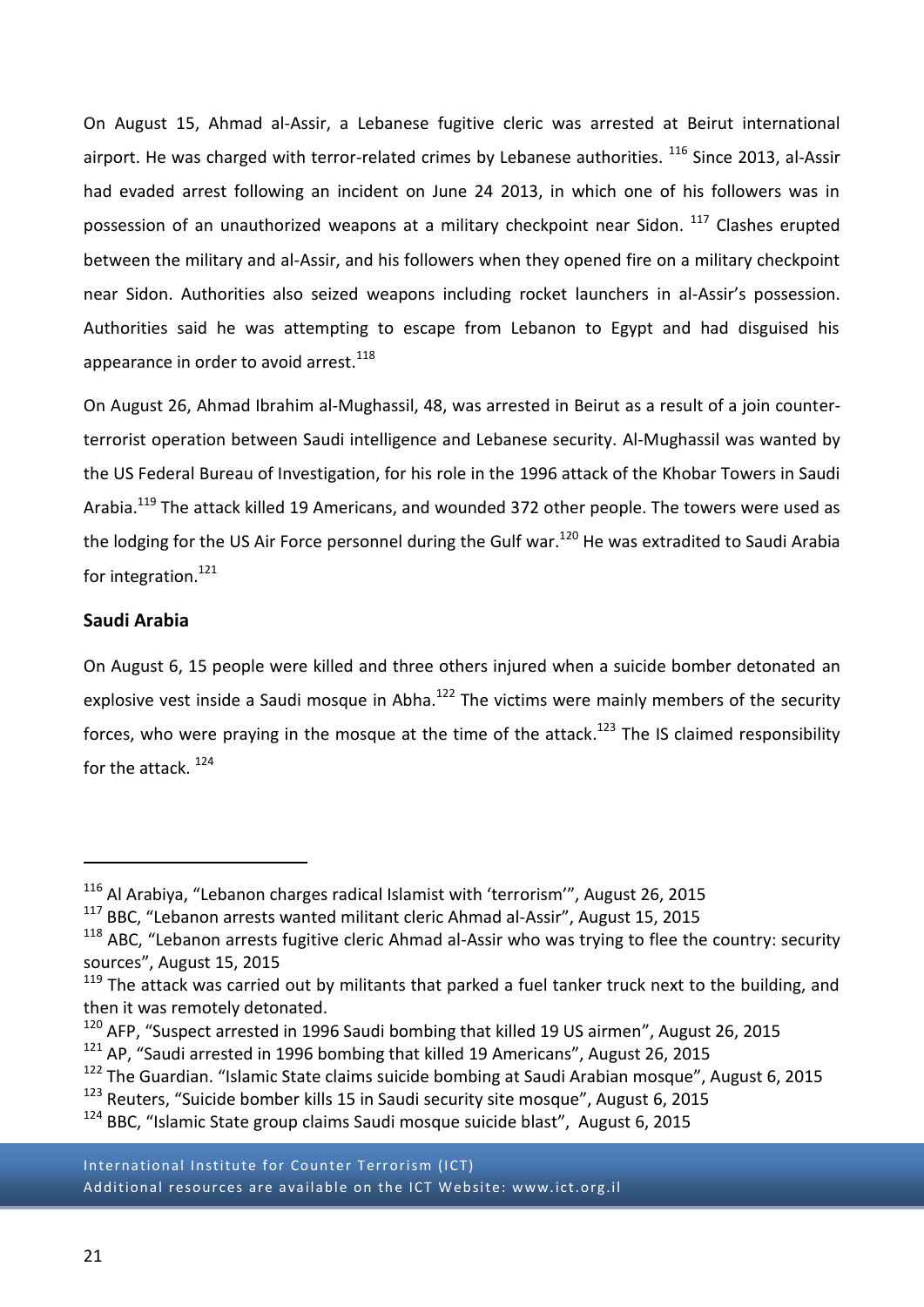On August 15, Ahmad al-Assir, a Lebanese fugitive cleric was arrested at Beirut international airport. He was charged with terror-related crimes by Lebanese authorities. [116] Since 2013, al-Assir had evaded arrest following an incident on June 24 2013, in which one of his followers was in possession of an unauthorized weapons at a military checkpoint near Sidon. [117] Clashes erupted between the military and al-Assir, and his followers when they opened fire on a military checkpoint near Sidon. Authorities also seized weapons including rocket launchers in al-Assir's possession. Authorities said he was attempting to escape from Lebanon to Egypt and had disguised his appearance in order to avoid arrest.[118]

On August 26, Ahmad Ibrahim al-Mughassil, 48, was arrested in Beirut as a result of a join counter-terrorist operation between Saudi intelligence and Lebanese security. Al-Mughassil was wanted by the US Federal Bureau of Investigation, for his role in the 1996 attack of the Khobar Towers in Saudi Arabia.[119] The attack killed 19 Americans, and wounded 372 other people. The towers were used as the lodging for the US Air Force personnel during the Gulf war.[120] He was extradited to Saudi Arabia for integration.[121]

**Saudi Arabia**

On August 6, 15 people were killed and three others injured when a suicide bomber detonated an explosive vest inside a Saudi mosque in Abha.[122] The victims were mainly members of the security forces, who were praying in the mosque at the time of the attack.[123] The IS claimed responsibility for the attack. [124]

---

[116] Al Arabiya, "Lebanon charges radical Islamist with 'terrorism'", August 26, 2015

[117] BBC, "Lebanon arrests wanted militant cleric Ahmad al-Assir", August 15, 2015

[118] ABC, "Lebanon arrests fugitive cleric Ahmad al-Assir who was trying to flee the country: security sources", August 15, 2015

[119] The attack was carried out by militants that parked a fuel tanker truck next to the building, and then it was remotely detonated.

[120] AFP, "Suspect arrested in 1996 Saudi bombing that killed 19 US airmen", August 26, 2015

[121] AP, "Saudi arrested in 1996 bombing that killed 19 Americans", August 26, 2015

[122] The Guardian. "Islamic State claims suicide bombing at Saudi Arabian mosque", August 6, 2015

[123] Reuters, "Suicide bomber kills 15 in Saudi security site mosque", August 6, 2015

[124] BBC, "Islamic State group claims Saudi mosque suicide blast", August 6, 2015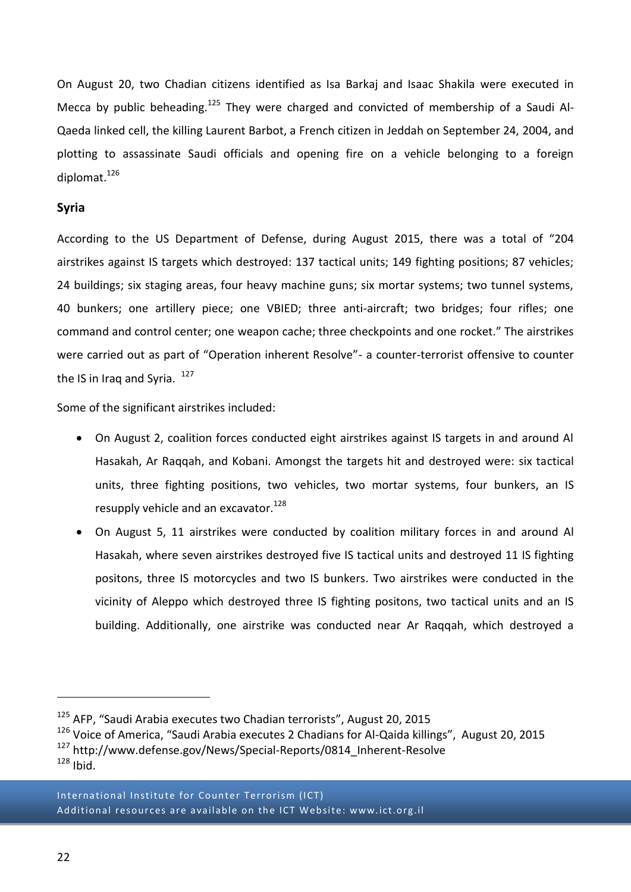On August 20, two Chadian citizens identified as Isa Barkaj and Isaac Shakila were executed in Mecca by public beheading.[125] They were charged and convicted of membership of a Saudi Al-Qaeda linked cell, the killing Laurent Barbot, a French citizen in Jeddah on September 24, 2004, and plotting to assassinate Saudi officials and opening fire on a vehicle belonging to a foreign diplomat.[126]

**Syria**

According to the US Department of Defense, during August 2015, there was a total of "204 airstrikes against IS targets which destroyed: 137 tactical units; 149 fighting positions; 87 vehicles; 24 buildings; six staging areas, four heavy machine guns; six mortar systems; two tunnel systems, 40 bunkers; one artillery piece; one VBIED; three anti-aircraft; two bridges; four rifles; one command and control center; one weapon cache; three checkpoints and one rocket." The airstrikes were carried out as part of "Operation inherent Resolve"- a counter-terrorist offensive to counter the IS in Iraq and Syria. [127]

Some of the significant airstrikes included:

- On August 2, coalition forces conducted eight airstrikes against IS targets in and around Al Hasakah, Ar Raqqah, and Kobani. Amongst the targets hit and destroyed were: six tactical units, three fighting positions, two vehicles, two mortar systems, four bunkers, an IS resupply vehicle and an excavator.[128]
- On August 5, 11 airstrikes were conducted by coalition military forces in and around Al Hasakah, where seven airstrikes destroyed five IS tactical units and destroyed 11 IS fighting positons, three IS motorcycles and two IS bunkers. Two airstrikes were conducted in the vicinity of Aleppo which destroyed three IS fighting positons, two tactical units and an IS building. Additionally, one airstrike was conducted near Ar Raqqah, which destroyed a

---

[125] AFP, "Saudi Arabia executes two Chadian terrorists", August 20, 2015

[126] Voice of America, "Saudi Arabia executes 2 Chadians for Al-Qaida killings", August 20, 2015

[127] http://www.defense.gov/News/Special-Reports/0814_Inherent-Resolve

[128] Ibid.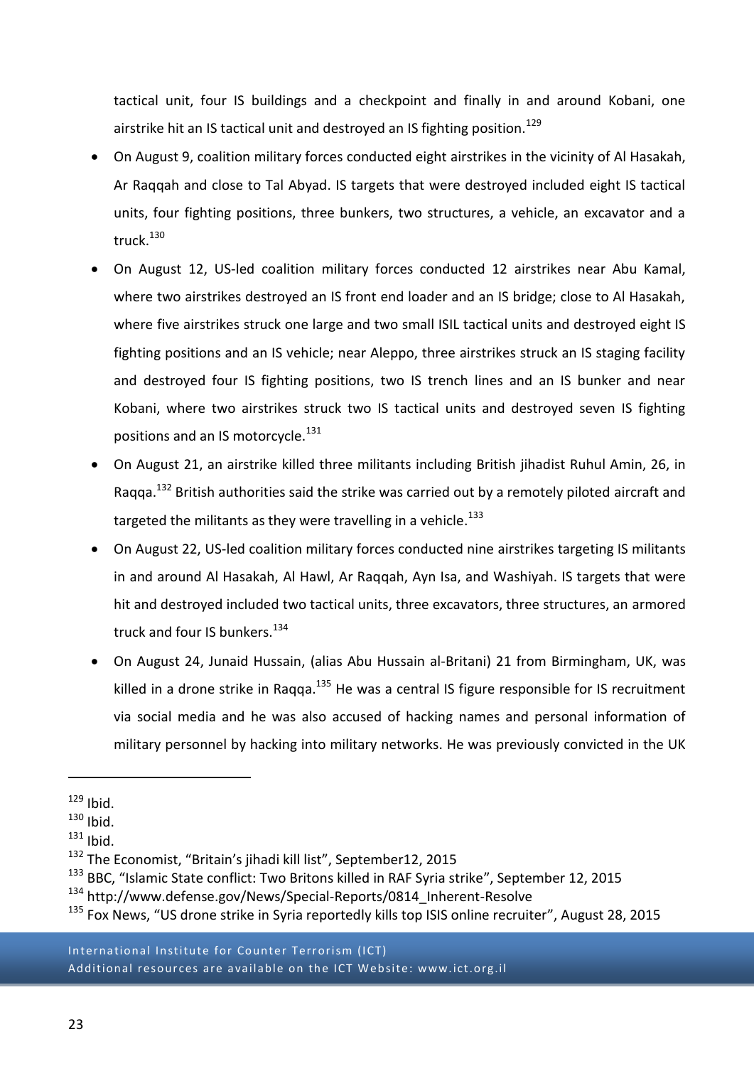tactical unit, four IS buildings and a checkpoint and finally in and around Kobani, one airstrike hit an IS tactical unit and destroyed an IS fighting position.[129]

- On August 9, coalition military forces conducted eight airstrikes in the vicinity of Al Hasakah, Ar Raqqah and close to Tal Abyad. IS targets that were destroyed included eight IS tactical units, four fighting positions, three bunkers, two structures, a vehicle, an excavator and a truck.[130]
- On August 12, US-led coalition military forces conducted 12 airstrikes near Abu Kamal, where two airstrikes destroyed an IS front end loader and an IS bridge; close to Al Hasakah, where five airstrikes struck one large and two small ISIL tactical units and destroyed eight IS fighting positions and an IS vehicle; near Aleppo, three airstrikes struck an IS staging facility and destroyed four IS fighting positions, two IS trench lines and an IS bunker and near Kobani, where two airstrikes struck two IS tactical units and destroyed seven IS fighting positions and an IS motorcycle.[131]
- On August 21, an airstrike killed three militants including British jihadist Ruhul Amin, 26, in Raqqa.[132] British authorities said the strike was carried out by a remotely piloted aircraft and targeted the militants as they were travelling in a vehicle.[133]
- On August 22, US-led coalition military forces conducted nine airstrikes targeting IS militants in and around Al Hasakah, Al Hawl, Ar Raqqah, Ayn Isa, and Washiyah. IS targets that were hit and destroyed included two tactical units, three excavators, three structures, an armored truck and four IS bunkers.[134]
- On August 24, Junaid Hussain, (alias Abu Hussain al-Britani) 21 from Birmingham, UK, was killed in a drone strike in Raqqa.[135] He was a central IS figure responsible for IS recruitment via social media and he was also accused of hacking names and personal information of military personnel by hacking into military networks. He was previously convicted in the UK

---

[129] Ibid.

[130] Ibid.

[131] Ibid.

[132] The Economist, "Britain's jihadi kill list", September12, 2015

[133] BBC, "Islamic State conflict: Two Britons killed in RAF Syria strike", September 12, 2015

[134] http://www.defense.gov/News/Special-Reports/0814_Inherent-Resolve

[135] Fox News, "US drone strike in Syria reportedly kills top ISIS online recruiter", August 28, 2015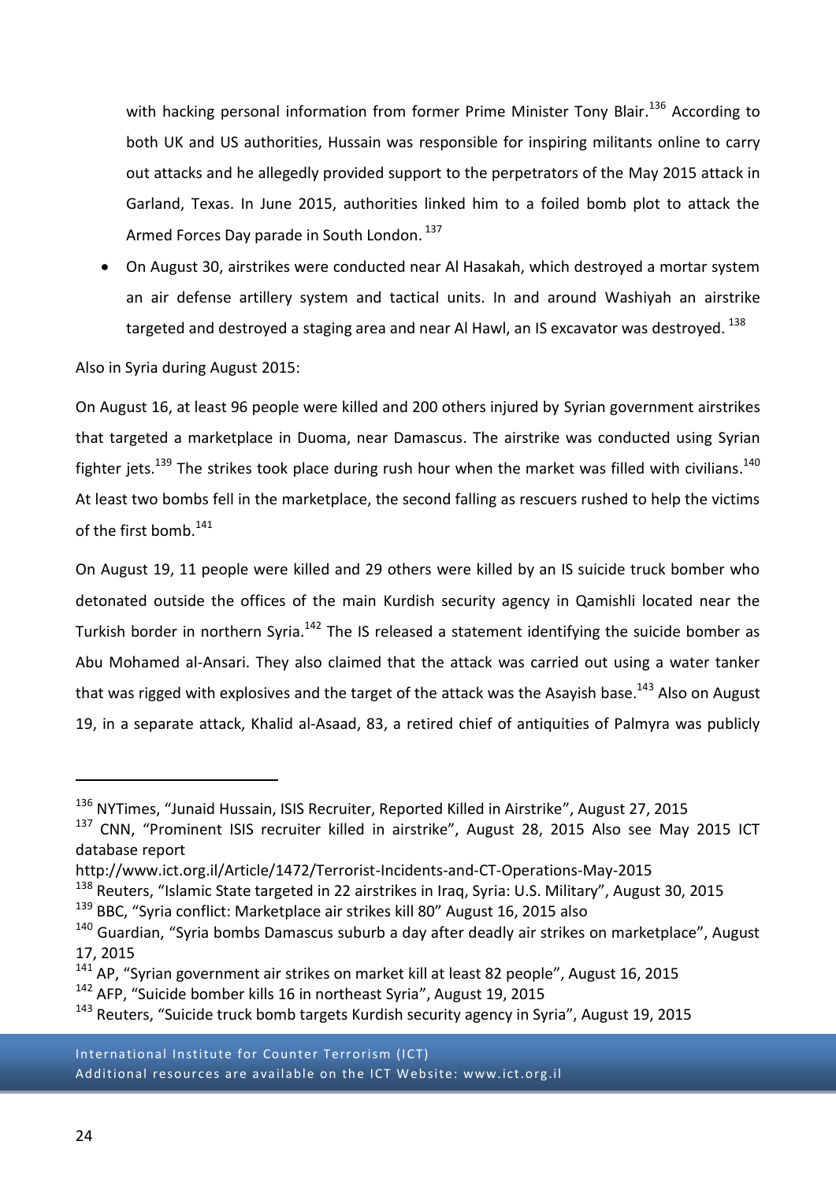with hacking personal information from former Prime Minister Tony Blair.[136] According to both UK and US authorities, Hussain was responsible for inspiring militants online to carry out attacks and he allegedly provided support to the perpetrators of the May 2015 attack in Garland, Texas. In June 2015, authorities linked him to a foiled bomb plot to attack the Armed Forces Day parade in South London.[137]

- On August 30, airstrikes were conducted near Al Hasakah, which destroyed a mortar system an air defense artillery system and tactical units. In and around Washiyah an airstrike targeted and destroyed a staging area and near Al Hawl, an IS excavator was destroyed.[138]

Also in Syria during August 2015:

On August 16, at least 96 people were killed and 200 others injured by Syrian government airstrikes that targeted a marketplace in Duoma, near Damascus. The airstrike was conducted using Syrian fighter jets.[139] The strikes took place during rush hour when the market was filled with civilians.[140] At least two bombs fell in the marketplace, the second falling as rescuers rushed to help the victims of the first bomb.[141]

On August 19, 11 people were killed and 29 others were killed by an IS suicide truck bomber who detonated outside the offices of the main Kurdish security agency in Qamishli located near the Turkish border in northern Syria.[142] The IS released a statement identifying the suicide bomber as Abu Mohamed al-Ansari. They also claimed that the attack was carried out using a water tanker that was rigged with explosives and the target of the attack was the Asayish base.[143] Also on August 19, in a separate attack, Khalid al-Asaad, 83, a retired chief of antiquities of Palmyra was publicly

---

[136] NYTimes, "Junaid Hussain, ISIS Recruiter, Reported Killed in Airstrike", August 27, 2015

[137] CNN, "Prominent ISIS recruiter killed in airstrike", August 28, 2015 Also see May 2015 ICT database report http://www.ict.org.il/Article/1472/Terrorist-Incidents-and-CT-Operations-May-2015

[138] Reuters, "Islamic State targeted in 22 airstrikes in Iraq, Syria: U.S. Military", August 30, 2015

[139] BBC, "Syria conflict: Marketplace air strikes kill 80" August 16, 2015 also

[140] Guardian, "Syria bombs Damascus suburb a day after deadly air strikes on marketplace", August 17, 2015

[141] AP, "Syrian government air strikes on market kill at least 82 people", August 16, 2015

[142] AFP, "Suicide bomber kills 16 in northeast Syria", August 19, 2015

[143] Reuters, "Suicide truck bomb targets Kurdish security agency in Syria", August 19, 2015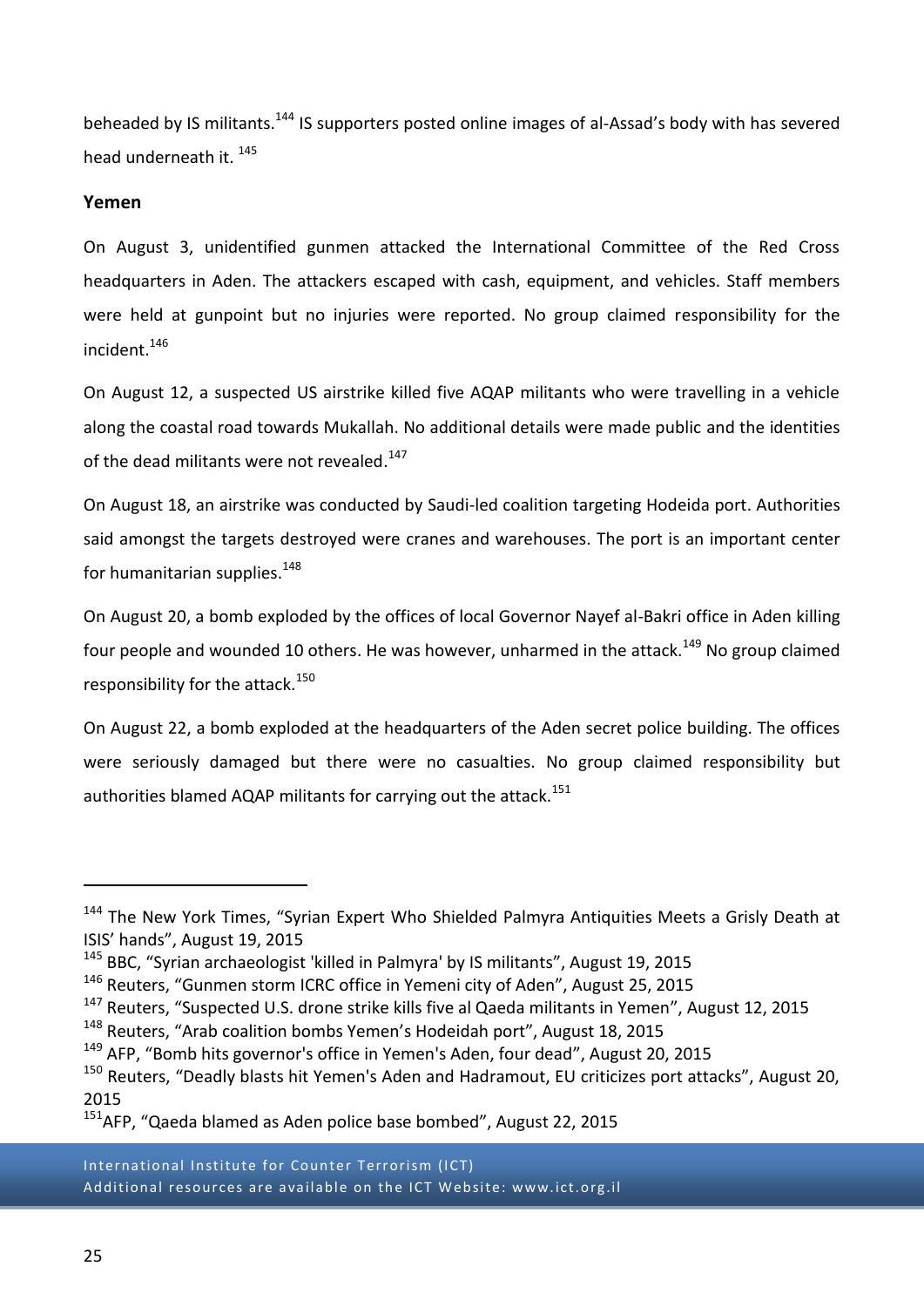beheaded by IS militants.[144] IS supporters posted online images of al-Assad's body with has severed head underneath it.[145]

## Yemen

On August 3, unidentified gunmen attacked the International Committee of the Red Cross headquarters in Aden. The attackers escaped with cash, equipment, and vehicles. Staff members were held at gunpoint but no injuries were reported. No group claimed responsibility for the incident.[146]

On August 12, a suspected US airstrike killed five AQAP militants who were travelling in a vehicle along the coastal road towards Mukallah. No additional details were made public and the identities of the dead militants were not revealed.[147]

On August 18, an airstrike was conducted by Saudi-led coalition targeting Hodeida port. Authorities said amongst the targets destroyed were cranes and warehouses. The port is an important center for humanitarian supplies.[148]

On August 20, a bomb exploded by the offices of local Governor Nayef al-Bakri office in Aden killing four people and wounded 10 others. He was however, unharmed in the attack.[149] No group claimed responsibility for the attack.[150]

On August 22, a bomb exploded at the headquarters of the Aden secret police building. The offices were seriously damaged but there were no casualties. No group claimed responsibility but authorities blamed AQAP militants for carrying out the attack.[151]

---

[144] The New York Times, "Syrian Expert Who Shielded Palmyra Antiquities Meets a Grisly Death at ISIS' hands", August 19, 2015

[145] BBC, "Syrian archaeologist 'killed in Palmyra' by IS militants", August 19, 2015

[146] Reuters, "Gunmen storm ICRC office in Yemeni city of Aden", August 25, 2015

[147] Reuters, "Suspected U.S. drone strike kills five al Qaeda militants in Yemen", August 12, 2015

[148] Reuters, "Arab coalition bombs Yemen's Hodeidah port", August 18, 2015

[149] AFP, "Bomb hits governor's office in Yemen's Aden, four dead", August 20, 2015

[150] Reuters, "Deadly blasts hit Yemen's Aden and Hadramout, EU criticizes port attacks", August 20, 2015

[151] AFP, "Qaeda blamed as Aden police base bombed", August 22, 2015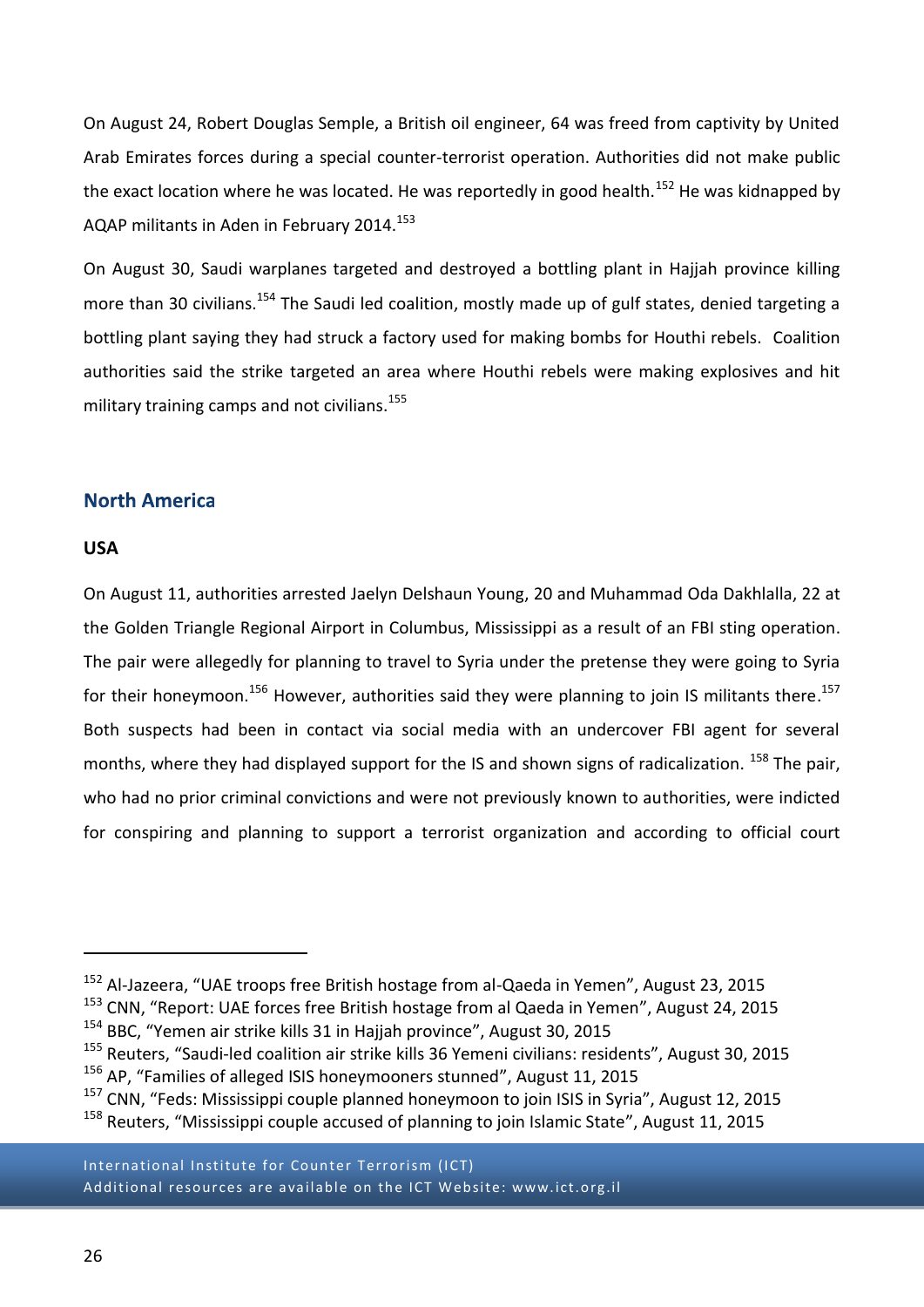On August 24, Robert Douglas Semple, a British oil engineer, 64 was freed from captivity by United Arab Emirates forces during a special counter-terrorist operation. Authorities did not make public the exact location where he was located. He was reportedly in good health.[152] He was kidnapped by AQAP militants in Aden in February 2014.[153]

On August 30, Saudi warplanes targeted and destroyed a bottling plant in Hajjah province killing more than 30 civilians.[154] The Saudi led coalition, mostly made up of gulf states, denied targeting a bottling plant saying they had struck a factory used for making bombs for Houthi rebels. Coalition authorities said the strike targeted an area where Houthi rebels were making explosives and hit military training camps and not civilians.[155]

## North America

### USA

On August 11, authorities arrested Jaelyn Delshaun Young, 20 and Muhammad Oda Dakhlalla, 22 at the Golden Triangle Regional Airport in Columbus, Mississippi as a result of an FBI sting operation. The pair were allegedly for planning to travel to Syria under the pretense they were going to Syria for their honeymoon.[156] However, authorities said they were planning to join IS militants there.[157] Both suspects had been in contact via social media with an undercover FBI agent for several months, where they had displayed support for the IS and shown signs of radicalization. [158] The pair, who had no prior criminal convictions and were not previously known to authorities, were indicted for conspiring and planning to support a terrorist organization and according to official court

---

[152] Al-Jazeera, "UAE troops free British hostage from al-Qaeda in Yemen", August 23, 2015
[153] CNN, "Report: UAE forces free British hostage from al Qaeda in Yemen", August 24, 2015
[154] BBC, "Yemen air strike kills 31 in Hajjah province", August 30, 2015
[155] Reuters, "Saudi-led coalition air strike kills 36 Yemeni civilians: residents", August 30, 2015
[156] AP, "Families of alleged ISIS honeymooners stunned", August 11, 2015
[157] CNN, "Feds: Mississippi couple planned honeymoon to join ISIS in Syria", August 12, 2015
[158] Reuters, "Mississippi couple accused of planning to join Islamic State", August 11, 2015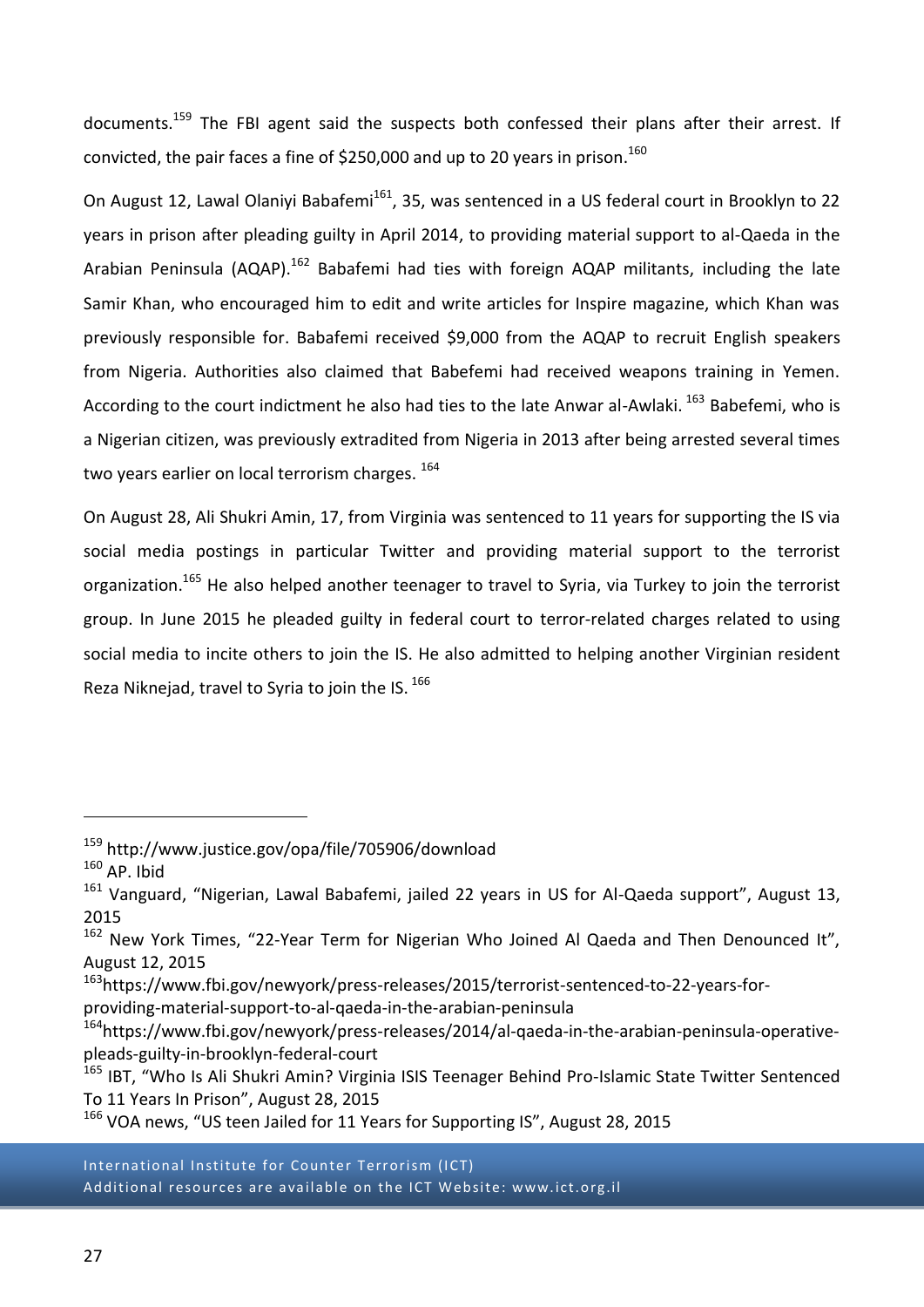documents.[159] The FBI agent said the suspects both confessed their plans after their arrest. If convicted, the pair faces a fine of $250,000 and up to 20 years in prison.[160]

On August 12, Lawal Olaniyi Babafemi[161], 35, was sentenced in a US federal court in Brooklyn to 22 years in prison after pleading guilty in April 2014, to providing material support to al-Qaeda in the Arabian Peninsula (AQAP).[162] Babafemi had ties with foreign AQAP militants, including the late Samir Khan, who encouraged him to edit and write articles for Inspire magazine, which Khan was previously responsible for. Babafemi received $9,000 from the AQAP to recruit English speakers from Nigeria. Authorities also claimed that Babefemi had received weapons training in Yemen. According to the court indictment he also had ties to the late Anwar al-Awlaki. [163] Babefemi, who is a Nigerian citizen, was previously extradited from Nigeria in 2013 after being arrested several times two years earlier on local terrorism charges. [164]

On August 28, Ali Shukri Amin, 17, from Virginia was sentenced to 11 years for supporting the IS via social media postings in particular Twitter and providing material support to the terrorist organization.[165] He also helped another teenager to travel to Syria, via Turkey to join the terrorist group. In June 2015 he pleaded guilty in federal court to terror-related charges related to using social media to incite others to join the IS. He also admitted to helping another Virginian resident Reza Niknejad, travel to Syria to join the IS. [166]

---

[159] http://www.justice.gov/opa/file/705906/download

[160] AP. Ibid

[161] Vanguard, "Nigerian, Lawal Babafemi, jailed 22 years in US for Al-Qaeda support", August 13, 2015

[162] New York Times, "22-Year Term for Nigerian Who Joined Al Qaeda and Then Denounced It", August 12, 2015

[163] https://www.fbi.gov/newyork/press-releases/2015/terrorist-sentenced-to-22-years-for-providing-material-support-to-al-qaeda-in-the-arabian-peninsula

[164] https://www.fbi.gov/newyork/press-releases/2014/al-qaeda-in-the-arabian-peninsula-operative-pleads-guilty-in-brooklyn-federal-court

[165] IBT, "Who Is Ali Shukri Amin? Virginia ISIS Teenager Behind Pro-Islamic State Twitter Sentenced To 11 Years In Prison", August 28, 2015

[166] VOA news, "US teen Jailed for 11 Years for Supporting IS", August 28, 2015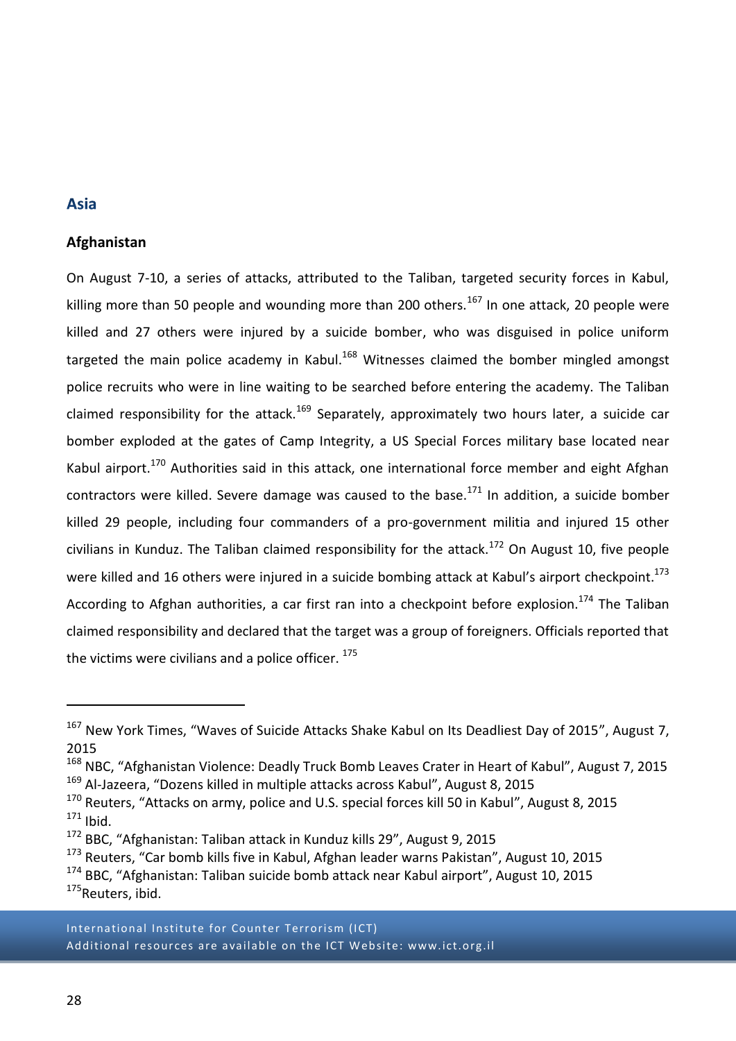## Asia

### Afghanistan

On August 7-10, a series of attacks, attributed to the Taliban, targeted security forces in Kabul, killing more than 50 people and wounding more than 200 others.[167] In one attack, 20 people were killed and 27 others were injured by a suicide bomber, who was disguised in police uniform targeted the main police academy in Kabul.[168] Witnesses claimed the bomber mingled amongst police recruits who were in line waiting to be searched before entering the academy. The Taliban claimed responsibility for the attack.[169] Separately, approximately two hours later, a suicide car bomber exploded at the gates of Camp Integrity, a US Special Forces military base located near Kabul airport.[170] Authorities said in this attack, one international force member and eight Afghan contractors were killed. Severe damage was caused to the base.[171] In addition, a suicide bomber killed 29 people, including four commanders of a pro-government militia and injured 15 other civilians in Kunduz. The Taliban claimed responsibility for the attack.[172] On August 10, five people were killed and 16 others were injured in a suicide bombing attack at Kabul's airport checkpoint.[173] According to Afghan authorities, a car first ran into a checkpoint before explosion.[174] The Taliban claimed responsibility and declared that the target was a group of foreigners. Officials reported that the victims were civilians and a police officer. [175]

---

[167] New York Times, "Waves of Suicide Attacks Shake Kabul on Its Deadliest Day of 2015", August 7, 2015

[168] NBC, "Afghanistan Violence: Deadly Truck Bomb Leaves Crater in Heart of Kabul", August 7, 2015

[169] Al-Jazeera, "Dozens killed in multiple attacks across Kabul", August 8, 2015

[170] Reuters, "Attacks on army, police and U.S. special forces kill 50 in Kabul", August 8, 2015

[171] Ibid.

[172] BBC, "Afghanistan: Taliban attack in Kunduz kills 29", August 9, 2015

[173] Reuters, "Car bomb kills five in Kabul, Afghan leader warns Pakistan", August 10, 2015

[174] BBC, "Afghanistan: Taliban suicide bomb attack near Kabul airport", August 10, 2015

[175] Reuters, ibid.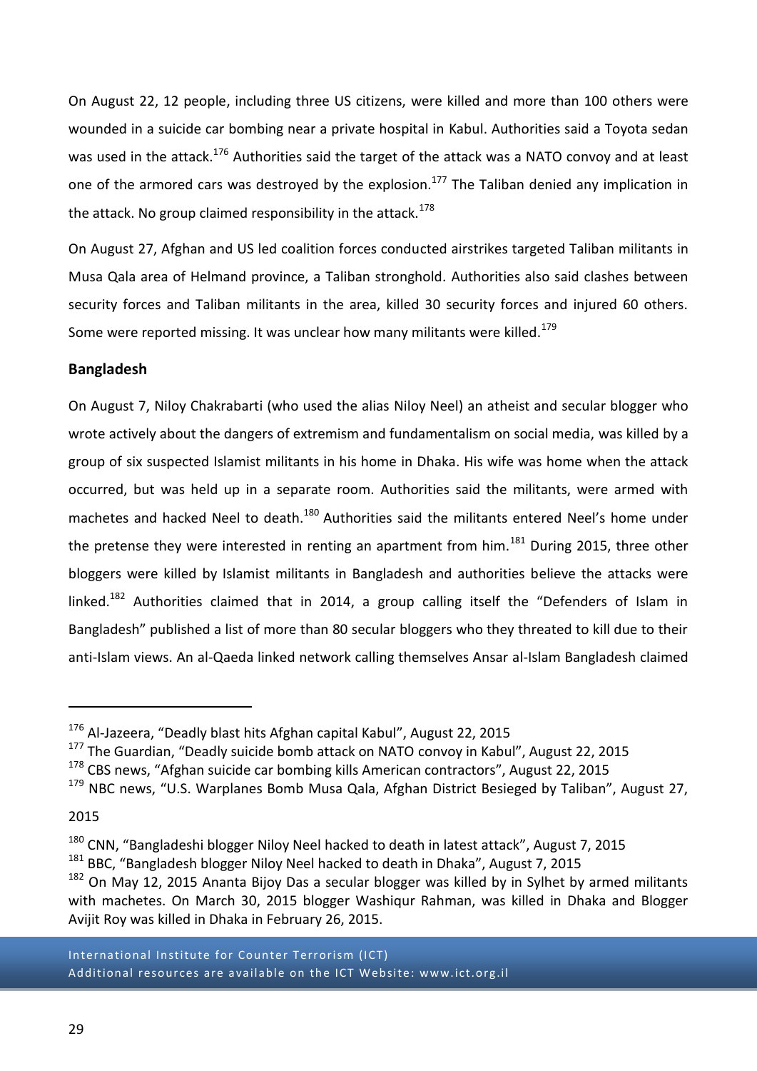On August 22, 12 people, including three US citizens, were killed and more than 100 others were wounded in a suicide car bombing near a private hospital in Kabul. Authorities said a Toyota sedan was used in the attack.[176] Authorities said the target of the attack was a NATO convoy and at least one of the armored cars was destroyed by the explosion.[177] The Taliban denied any implication in the attack. No group claimed responsibility in the attack.[178]

On August 27, Afghan and US led coalition forces conducted airstrikes targeted Taliban militants in Musa Qala area of Helmand province, a Taliban stronghold. Authorities also said clashes between security forces and Taliban militants in the area, killed 30 security forces and injured 60 others. Some were reported missing. It was unclear how many militants were killed.[179]

**Bangladesh**

On August 7, Niloy Chakrabarti (who used the alias Niloy Neel) an atheist and secular blogger who wrote actively about the dangers of extremism and fundamentalism on social media, was killed by a group of six suspected Islamist militants in his home in Dhaka. His wife was home when the attack occurred, but was held up in a separate room. Authorities said the militants, were armed with machetes and hacked Neel to death.[180] Authorities said the militants entered Neel's home under the pretense they were interested in renting an apartment from him.[181] During 2015, three other bloggers were killed by Islamist militants in Bangladesh and authorities believe the attacks were linked.[182] Authorities claimed that in 2014, a group calling itself the "Defenders of Islam in Bangladesh" published a list of more than 80 secular bloggers who they threated to kill due to their anti-Islam views. An al-Qaeda linked network calling themselves Ansar al-Islam Bangladesh claimed

---

[176] Al-Jazeera, "Deadly blast hits Afghan capital Kabul", August 22, 2015

[177] The Guardian, "Deadly suicide bomb attack on NATO convoy in Kabul", August 22, 2015

[178] CBS news, "Afghan suicide car bombing kills American contractors", August 22, 2015

[179] NBC news, "U.S. Warplanes Bomb Musa Qala, Afghan District Besieged by Taliban", August 27, 2015

[180] CNN, "Bangladeshi blogger Niloy Neel hacked to death in latest attack", August 7, 2015

[181] BBC, "Bangladesh blogger Niloy Neel hacked to death in Dhaka", August 7, 2015

[182] On May 12, 2015 Ananta Bijoy Das a secular blogger was killed by in Sylhet by armed militants with machetes. On March 30, 2015 blogger Washiqur Rahman, was killed in Dhaka and Blogger Avijit Roy was killed in Dhaka in February 26, 2015.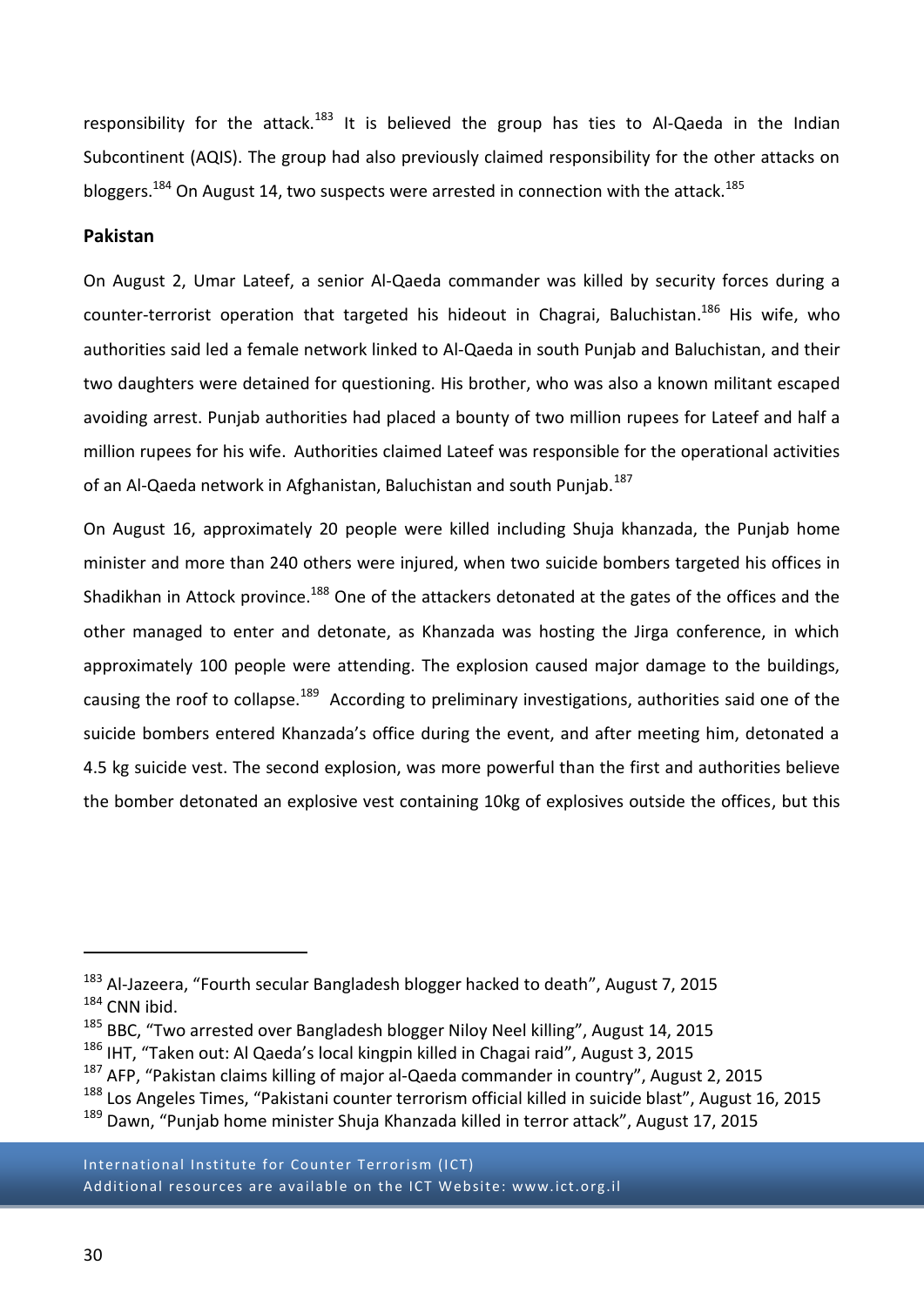responsibility for the attack.[183] It is believed the group has ties to Al-Qaeda in the Indian Subcontinent (AQIS). The group had also previously claimed responsibility for the other attacks on bloggers.[184] On August 14, two suspects were arrested in connection with the attack.[185]

**Pakistan**

On August 2, Umar Lateef, a senior Al-Qaeda commander was killed by security forces during a counter-terrorist operation that targeted his hideout in Chagrai, Baluchistan.[186] His wife, who authorities said led a female network linked to Al-Qaeda in south Punjab and Baluchistan, and their two daughters were detained for questioning. His brother, who was also a known militant escaped avoiding arrest. Punjab authorities had placed a bounty of two million rupees for Lateef and half a million rupees for his wife. Authorities claimed Lateef was responsible for the operational activities of an Al-Qaeda network in Afghanistan, Baluchistan and south Punjab.[187]

On August 16, approximately 20 people were killed including Shuja khanzada, the Punjab home minister and more than 240 others were injured, when two suicide bombers targeted his offices in Shadikhan in Attock province.[188] One of the attackers detonated at the gates of the offices and the other managed to enter and detonate, as Khanzada was hosting the Jirga conference, in which approximately 100 people were attending. The explosion caused major damage to the buildings, causing the roof to collapse.[189] According to preliminary investigations, authorities said one of the suicide bombers entered Khanzada's office during the event, and after meeting him, detonated a 4.5 kg suicide vest. The second explosion, was more powerful than the first and authorities believe the bomber detonated an explosive vest containing 10kg of explosives outside the offices, but this

---

[183] Al-Jazeera, "Fourth secular Bangladesh blogger hacked to death", August 7, 2015
[184] CNN ibid.
[185] BBC, "Two arrested over Bangladesh blogger Niloy Neel killing", August 14, 2015
[186] IHT, "Taken out: Al Qaeda's local kingpin killed in Chagai raid", August 3, 2015
[187] AFP, "Pakistan claims killing of major al-Qaeda commander in country", August 2, 2015
[188] Los Angeles Times, "Pakistani counter terrorism official killed in suicide blast", August 16, 2015
[189] Dawn, "Punjab home minister Shuja Khanzada killed in terror attack", August 17, 2015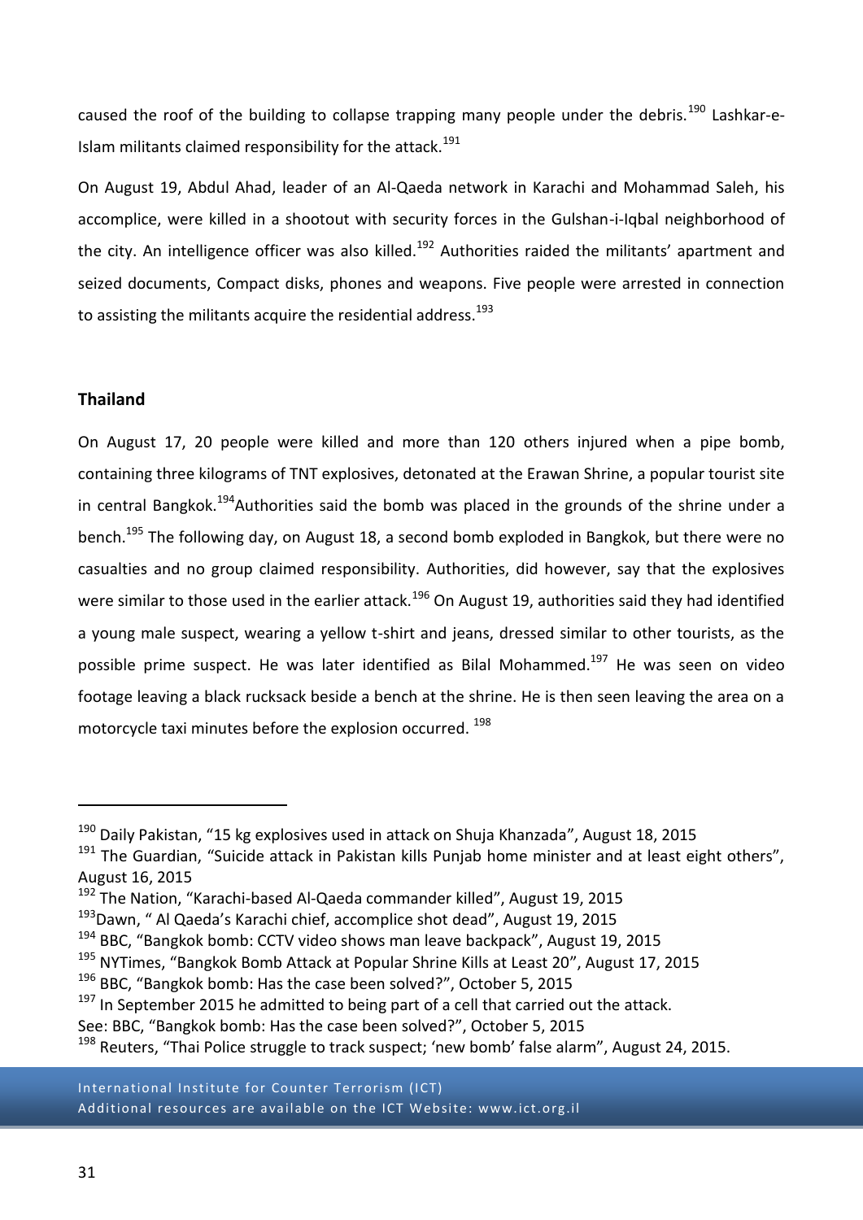caused the roof of the building to collapse trapping many people under the debris.[190] Lashkar-e-Islam militants claimed responsibility for the attack.[191]

On August 19, Abdul Ahad, leader of an Al-Qaeda network in Karachi and Mohammad Saleh, his accomplice, were killed in a shootout with security forces in the Gulshan-i-Iqbal neighborhood of the city. An intelligence officer was also killed.[192] Authorities raided the militants' apartment and seized documents, Compact disks, phones and weapons. Five people were arrested in connection to assisting the militants acquire the residential address.[193]

## Thailand

On August 17, 20 people were killed and more than 120 others injured when a pipe bomb, containing three kilograms of TNT explosives, detonated at the Erawan Shrine, a popular tourist site in central Bangkok.[194]Authorities said the bomb was placed in the grounds of the shrine under a bench.[195] The following day, on August 18, a second bomb exploded in Bangkok, but there were no casualties and no group claimed responsibility. Authorities, did however, say that the explosives were similar to those used in the earlier attack.[196] On August 19, authorities said they had identified a young male suspect, wearing a yellow t-shirt and jeans, dressed similar to other tourists, as the possible prime suspect. He was later identified as Bilal Mohammed.[197] He was seen on video footage leaving a black rucksack beside a bench at the shrine. He is then seen leaving the area on a motorcycle taxi minutes before the explosion occurred. [198]

---

[190] Daily Pakistan, "15 kg explosives used in attack on Shuja Khanzada", August 18, 2015

[191] The Guardian, "Suicide attack in Pakistan kills Punjab home minister and at least eight others", August 16, 2015

[192] The Nation, "Karachi-based Al-Qaeda commander killed", August 19, 2015

[193]Dawn, " Al Qaeda's Karachi chief, accomplice shot dead", August 19, 2015

[194] BBC, "Bangkok bomb: CCTV video shows man leave backpack", August 19, 2015

[195] NYTimes, "Bangkok Bomb Attack at Popular Shrine Kills at Least 20", August 17, 2015

[196] BBC, "Bangkok bomb: Has the case been solved?", October 5, 2015

[197] In September 2015 he admitted to being part of a cell that carried out the attack. See: BBC, "Bangkok bomb: Has the case been solved?", October 5, 2015

[198] Reuters, "Thai Police struggle to track suspect; 'new bomb' false alarm", August 24, 2015.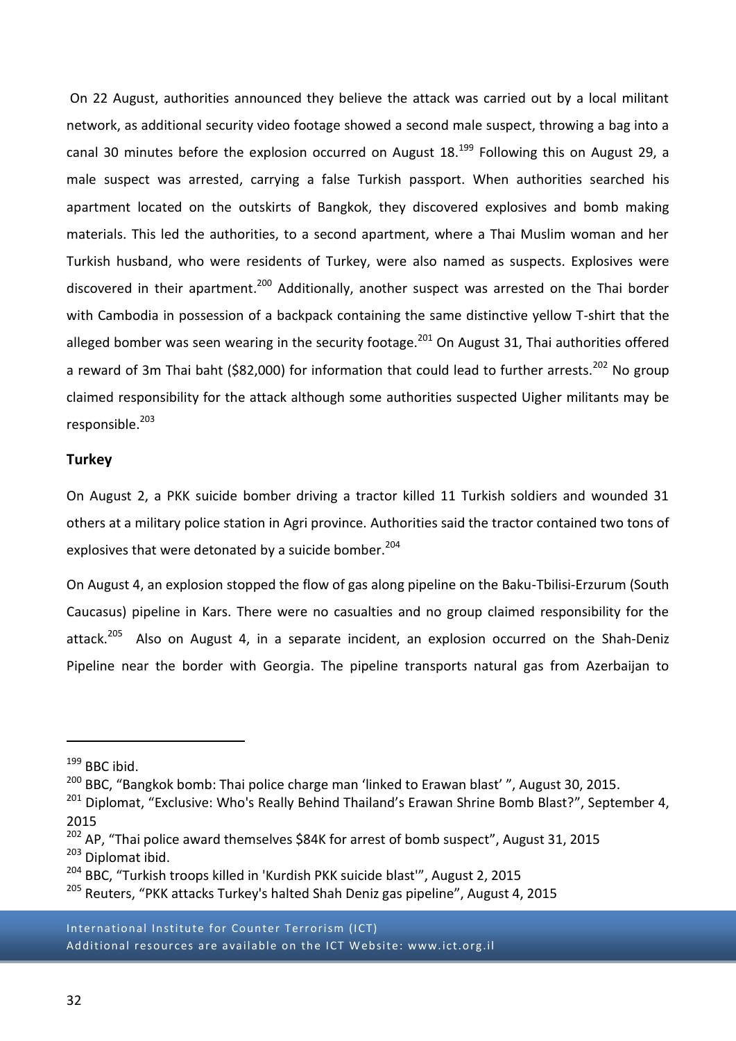On 22 August, authorities announced they believe the attack was carried out by a local militant network, as additional security video footage showed a second male suspect, throwing a bag into a canal 30 minutes before the explosion occurred on August 18.[199] Following this on August 29, a male suspect was arrested, carrying a false Turkish passport. When authorities searched his apartment located on the outskirts of Bangkok, they discovered explosives and bomb making materials. This led the authorities, to a second apartment, where a Thai Muslim woman and her Turkish husband, who were residents of Turkey, were also named as suspects. Explosives were discovered in their apartment.[200] Additionally, another suspect was arrested on the Thai border with Cambodia in possession of a backpack containing the same distinctive yellow T-shirt that the alleged bomber was seen wearing in the security footage.[201] On August 31, Thai authorities offered a reward of 3m Thai baht ($82,000) for information that could lead to further arrests.[202] No group claimed responsibility for the attack although some authorities suspected Uigher militants may be responsible.[203]

## Turkey

On August 2, a PKK suicide bomber driving a tractor killed 11 Turkish soldiers and wounded 31 others at a military police station in Agri province. Authorities said the tractor contained two tons of explosives that were detonated by a suicide bomber.[204]

On August 4, an explosion stopped the flow of gas along pipeline on the Baku-Tbilisi-Erzurum (South Caucasus) pipeline in Kars. There were no casualties and no group claimed responsibility for the attack.[205] Also on August 4, in a separate incident, an explosion occurred on the Shah-Deniz Pipeline near the border with Georgia. The pipeline transports natural gas from Azerbaijan to

---

[199] BBC ibid.

[200] BBC, "Bangkok bomb: Thai police charge man 'linked to Erawan blast' ", August 30, 2015.

[201] Diplomat, "Exclusive: Who's Really Behind Thailand's Erawan Shrine Bomb Blast?", September 4, 2015

[202] AP, "Thai police award themselves $84K for arrest of bomb suspect", August 31, 2015

[203] Diplomat ibid.

[204] BBC, "Turkish troops killed in 'Kurdish PKK suicide blast'", August 2, 2015

[205] Reuters, "PKK attacks Turkey's halted Shah Deniz gas pipeline", August 4, 2015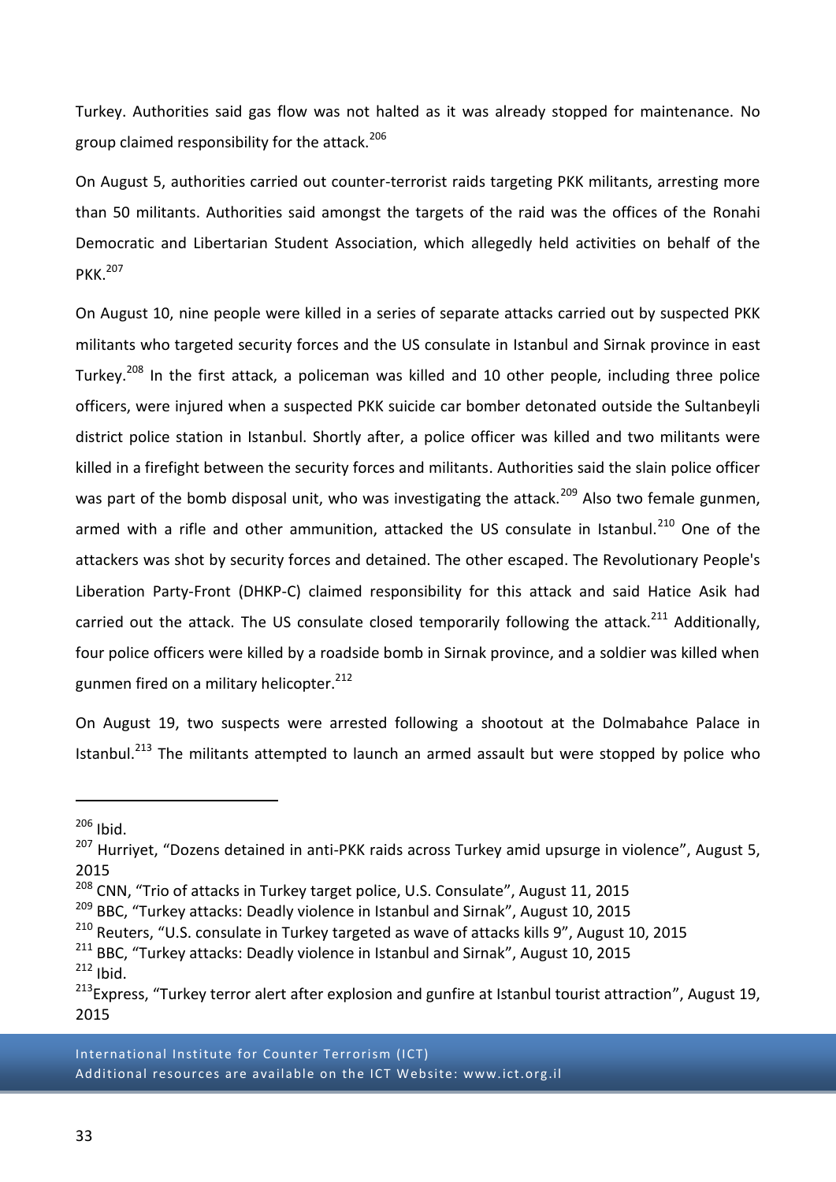Turkey. Authorities said gas flow was not halted as it was already stopped for maintenance. No group claimed responsibility for the attack.[206]

On August 5, authorities carried out counter-terrorist raids targeting PKK militants, arresting more than 50 militants. Authorities said amongst the targets of the raid was the offices of the Ronahi Democratic and Libertarian Student Association, which allegedly held activities on behalf of the PKK.[207]

On August 10, nine people were killed in a series of separate attacks carried out by suspected PKK militants who targeted security forces and the US consulate in Istanbul and Sirnak province in east Turkey.[208] In the first attack, a policeman was killed and 10 other people, including three police officers, were injured when a suspected PKK suicide car bomber detonated outside the Sultanbeyli district police station in Istanbul. Shortly after, a police officer was killed and two militants were killed in a firefight between the security forces and militants. Authorities said the slain police officer was part of the bomb disposal unit, who was investigating the attack.[209] Also two female gunmen, armed with a rifle and other ammunition, attacked the US consulate in Istanbul.[210] One of the attackers was shot by security forces and detained. The other escaped. The Revolutionary People's Liberation Party-Front (DHKP-C) claimed responsibility for this attack and said Hatice Asik had carried out the attack. The US consulate closed temporarily following the attack.[211] Additionally, four police officers were killed by a roadside bomb in Sirnak province, and a soldier was killed when gunmen fired on a military helicopter.[212]

On August 19, two suspects were arrested following a shootout at the Dolmabahce Palace in Istanbul.[213] The militants attempted to launch an armed assault but were stopped by police who

---

[206] Ibid.

[207] Hurriyet, "Dozens detained in anti-PKK raids across Turkey amid upsurge in violence", August 5, 2015

[208] CNN, "Trio of attacks in Turkey target police, U.S. Consulate", August 11, 2015

[209] BBC, "Turkey attacks: Deadly violence in Istanbul and Sirnak", August 10, 2015

[210] Reuters, "U.S. consulate in Turkey targeted as wave of attacks kills 9", August 10, 2015

[211] BBC, "Turkey attacks: Deadly violence in Istanbul and Sirnak", August 10, 2015

[212] Ibid.

[213] Express, "Turkey terror alert after explosion and gunfire at Istanbul tourist attraction", August 19, 2015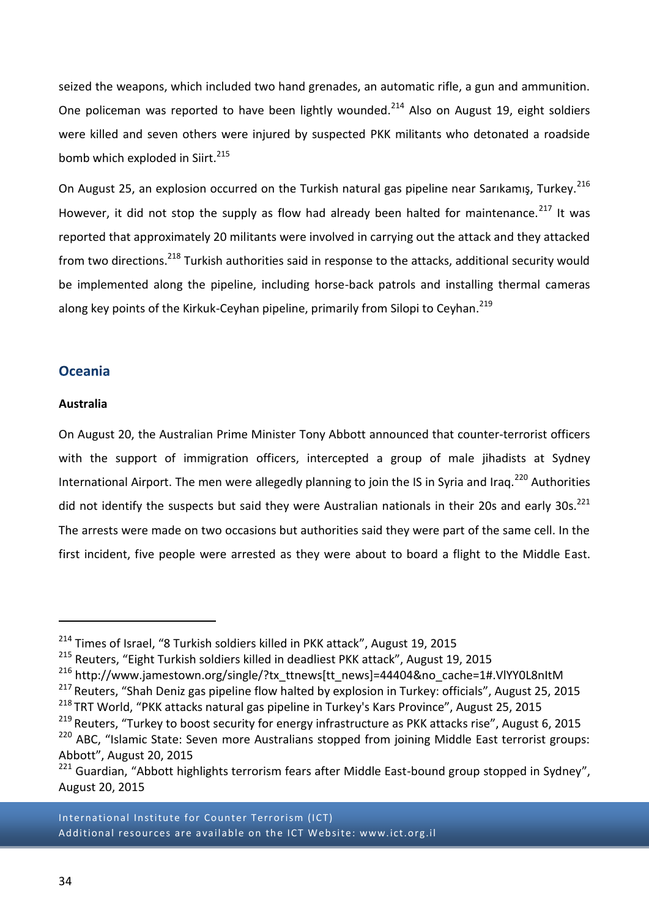seized the weapons, which included two hand grenades, an automatic rifle, a gun and ammunition. One policeman was reported to have been lightly wounded.[214] Also on August 19, eight soldiers were killed and seven others were injured by suspected PKK militants who detonated a roadside bomb which exploded in Siirt.[215]

On August 25, an explosion occurred on the Turkish natural gas pipeline near Sarıkamış, Turkey.[216] However, it did not stop the supply as flow had already been halted for maintenance.[217] It was reported that approximately 20 militants were involved in carrying out the attack and they attacked from two directions.[218] Turkish authorities said in response to the attacks, additional security would be implemented along the pipeline, including horse-back patrols and installing thermal cameras along key points of the Kirkuk-Ceyhan pipeline, primarily from Silopi to Ceyhan.[219]

## Oceania

### Australia

On August 20, the Australian Prime Minister Tony Abbott announced that counter-terrorist officers with the support of immigration officers, intercepted a group of male jihadists at Sydney International Airport. The men were allegedly planning to join the IS in Syria and Iraq.[220] Authorities did not identify the suspects but said they were Australian nationals in their 20s and early 30s.[221] The arrests were made on two occasions but authorities said they were part of the same cell. In the first incident, five people were arrested as they were about to board a flight to the Middle East.

---

[214] Times of Israel, "8 Turkish soldiers killed in PKK attack", August 19, 2015

[215] Reuters, "Eight Turkish soldiers killed in deadliest PKK attack", August 19, 2015

[216] http://www.jamestown.org/single/?tx_ttnews[tt_news]=44404&no_cache=1#.VlYY0L8nItM

[217] Reuters, "Shah Deniz gas pipeline flow halted by explosion in Turkey: officials", August 25, 2015

[218] TRT World, "PKK attacks natural gas pipeline in Turkey's Kars Province", August 25, 2015

[219] Reuters, "Turkey to boost security for energy infrastructure as PKK attacks rise", August 6, 2015

[220] ABC, "Islamic State: Seven more Australians stopped from joining Middle East terrorist groups: Abbott", August 20, 2015

[221] Guardian, "Abbott highlights terrorism fears after Middle East-bound group stopped in Sydney", August 20, 2015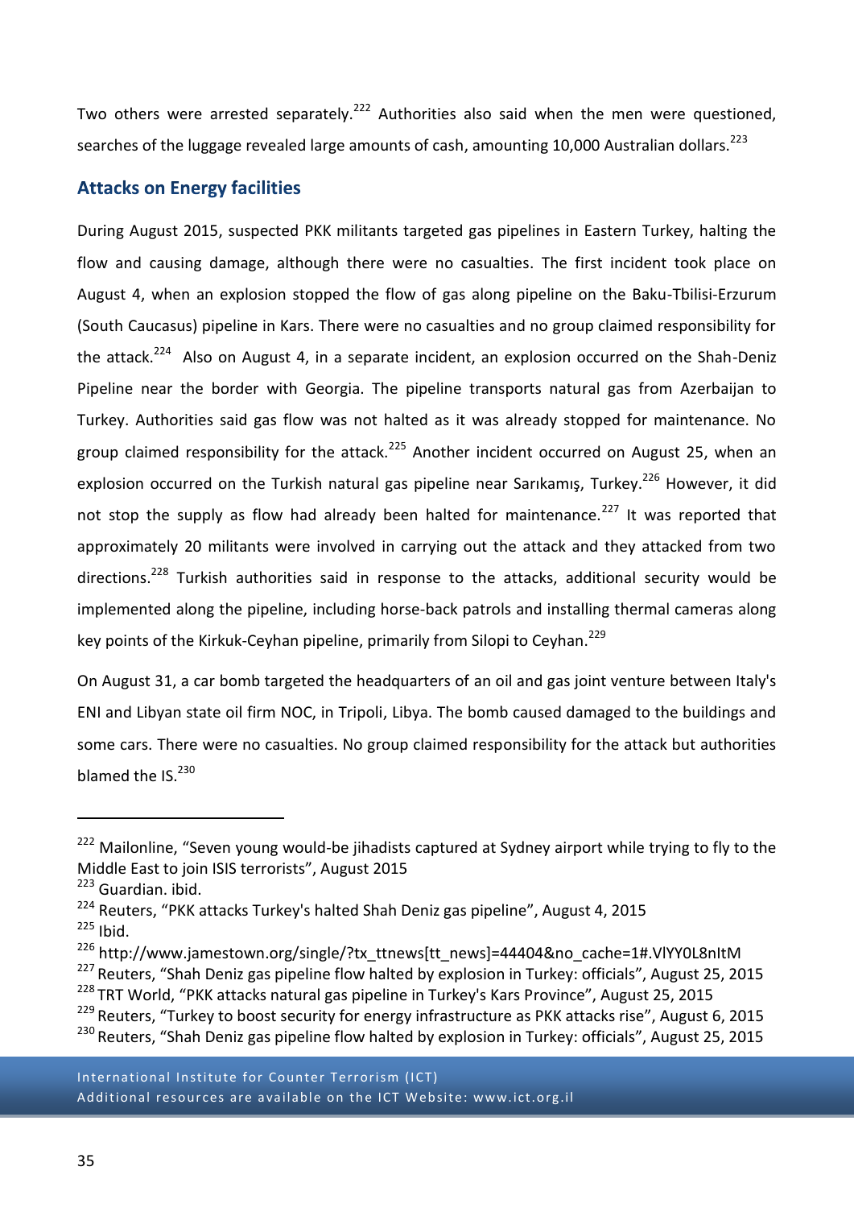Two others were arrested separately.[222] Authorities also said when the men were questioned, searches of the luggage revealed large amounts of cash, amounting 10,000 Australian dollars.[223]

## Attacks on Energy facilities

During August 2015, suspected PKK militants targeted gas pipelines in Eastern Turkey, halting the flow and causing damage, although there were no casualties. The first incident took place on August 4, when an explosion stopped the flow of gas along pipeline on the Baku-Tbilisi-Erzurum (South Caucasus) pipeline in Kars. There were no casualties and no group claimed responsibility for the attack.[224] Also on August 4, in a separate incident, an explosion occurred on the Shah-Deniz Pipeline near the border with Georgia. The pipeline transports natural gas from Azerbaijan to Turkey. Authorities said gas flow was not halted as it was already stopped for maintenance. No group claimed responsibility for the attack.[225] Another incident occurred on August 25, when an explosion occurred on the Turkish natural gas pipeline near Sarıkamış, Turkey.[226] However, it did not stop the supply as flow had already been halted for maintenance.[227] It was reported that approximately 20 militants were involved in carrying out the attack and they attacked from two directions.[228] Turkish authorities said in response to the attacks, additional security would be implemented along the pipeline, including horse-back patrols and installing thermal cameras along key points of the Kirkuk-Ceyhan pipeline, primarily from Silopi to Ceyhan.[229]

On August 31, a car bomb targeted the headquarters of an oil and gas joint venture between Italy's ENI and Libyan state oil firm NOC, in Tripoli, Libya. The bomb caused damaged to the buildings and some cars. There were no casualties. No group claimed responsibility for the attack but authorities blamed the IS.[230]

---

[222] Mailonline, "Seven young would-be jihadists captured at Sydney airport while trying to fly to the Middle East to join ISIS terrorists", August 2015

[223] Guardian. ibid.

[224] Reuters, "PKK attacks Turkey's halted Shah Deniz gas pipeline", August 4, 2015

[225] Ibid.

[226] http://www.jamestown.org/single/?tx_ttnews[tt_news]=44404&no_cache=1#.VlYY0L8nItM

[227] Reuters, "Shah Deniz gas pipeline flow halted by explosion in Turkey: officials", August 25, 2015

[228] TRT World, "PKK attacks natural gas pipeline in Turkey's Kars Province", August 25, 2015

[229] Reuters, "Turkey to boost security for energy infrastructure as PKK attacks rise", August 6, 2015

[230] Reuters, "Shah Deniz gas pipeline flow halted by explosion in Turkey: officials", August 25, 2015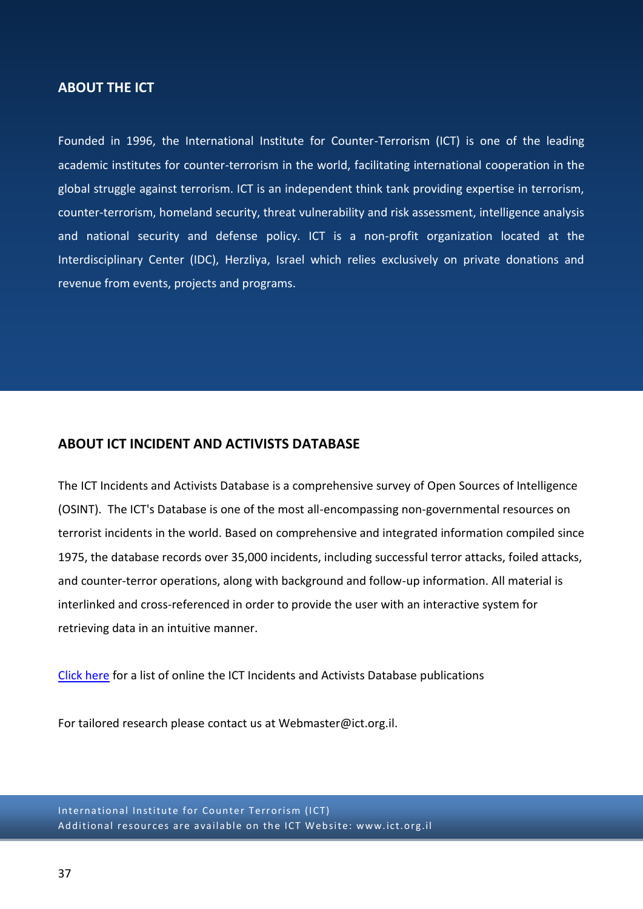## ABOUT THE ICT

Founded in 1996, the International Institute for Counter-Terrorism (ICT) is one of the leading academic institutes for counter-terrorism in the world, facilitating international cooperation in the global struggle against terrorism. ICT is an independent think tank providing expertise in terrorism, counter-terrorism, homeland security, threat vulnerability and risk assessment, intelligence analysis and national security and defense policy. ICT is a non-profit organization located at the Interdisciplinary Center (IDC), Herzliya, Israel which relies exclusively on private donations and revenue from events, projects and programs.

## ABOUT ICT INCIDENT AND ACTIVISTS DATABASE

The ICT Incidents and Activists Database is a comprehensive survey of Open Sources of Intelligence (OSINT). The ICT's Database is one of the most all-encompassing non-governmental resources on terrorist incidents in the world. Based on comprehensive and integrated information compiled since 1975, the database records over 35,000 incidents, including successful terror attacks, foiled attacks, and counter-terror operations, along with background and follow-up information. All material is interlinked and cross-referenced in order to provide the user with an interactive system for retrieving data in an intuitive manner.

Click here for a list of online the ICT Incidents and Activists Database publications

For tailored research please contact us at Webmaster@ict.org.il.

International Institute for Counter Terrorism (ICT)
Additional resources are available on the ICT Website: www.ict.org.il